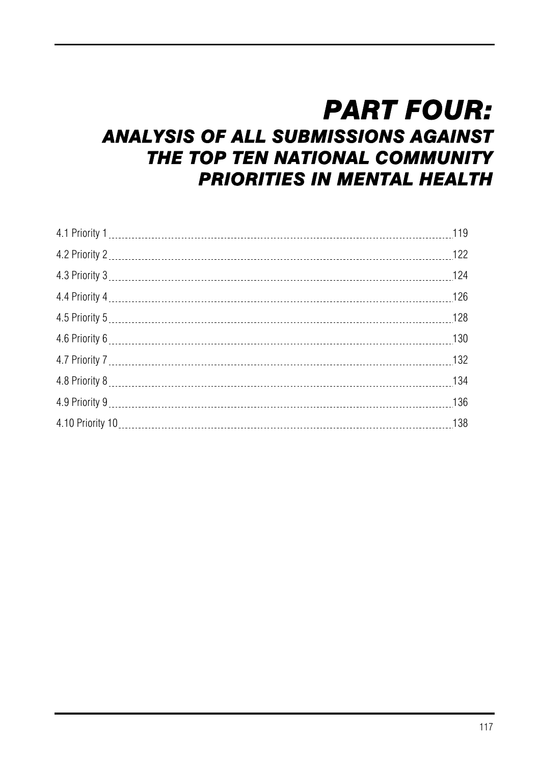# PART FOUR:
## ANALYSIS OF ALL SUBMISSIONS AGAINST THE TOP TEN NATIONAL COMMUNITY PRIORITIES IN MENTAL HEALTH

4.1 Priority 1 ........ 119
4.2 Priority 2 ........ 122
4.3 Priority 3 ........ 124
4.4 Priority 4 ........ 126
4.5 Priority 5 ........ 128
4.6 Priority 6 ........ 130
4.7 Priority 7 ........ 132
4.8 Priority 8 ........ 134
4.9 Priority 9 ........ 136
4.10 Priority 10 ........ 138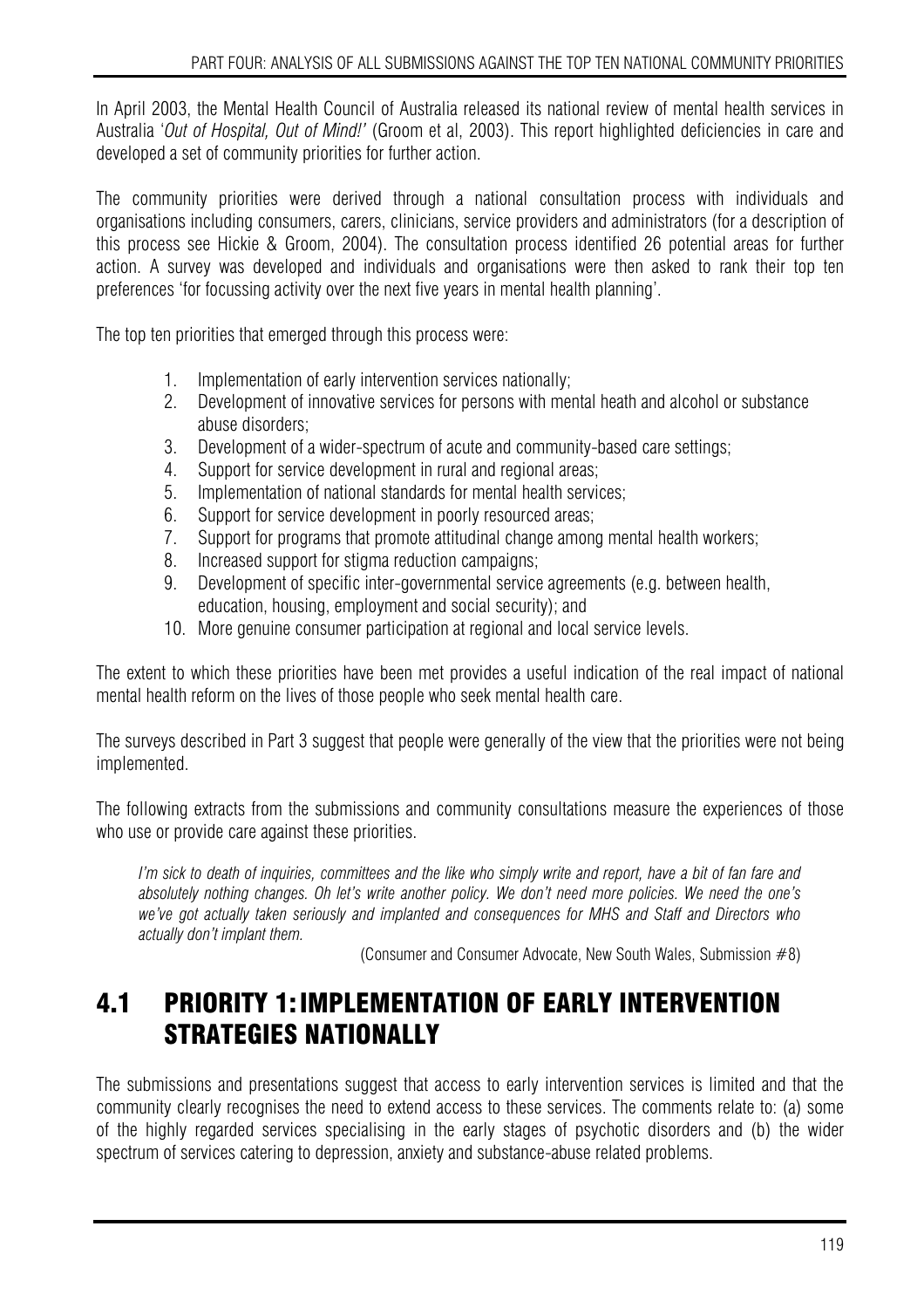In April 2003, the Mental Health Council of Australia released its national review of mental health services in Australia '*Out of Hospital, Out of Mind!'* (Groom et al, 2003). This report highlighted deficiencies in care and developed a set of community priorities for further action.

The community priorities were derived through a national consultation process with individuals and organisations including consumers, carers, clinicians, service providers and administrators (for a description of this process see Hickie & Groom, 2004). The consultation process identified 26 potential areas for further action. A survey was developed and individuals and organisations were then asked to rank their top ten preferences 'for focussing activity over the next five years in mental health planning'.

The top ten priorities that emerged through this process were:

1. Implementation of early intervention services nationally;
2. Development of innovative services for persons with mental heath and alcohol or substance abuse disorders;
3. Development of a wider-spectrum of acute and community-based care settings;
4. Support for service development in rural and regional areas;
5. Implementation of national standards for mental health services;
6. Support for service development in poorly resourced areas;
7. Support for programs that promote attitudinal change among mental health workers;
8. Increased support for stigma reduction campaigns;
9. Development of specific inter-governmental service agreements (e.g. between health, education, housing, employment and social security); and
10. More genuine consumer participation at regional and local service levels.

The extent to which these priorities have been met provides a useful indication of the real impact of national mental health reform on the lives of those people who seek mental health care.

The surveys described in Part 3 suggest that people were generally of the view that the priorities were not being implemented.

The following extracts from the submissions and community consultations measure the experiences of those who use or provide care against these priorities.

> *I'm sick to death of inquiries, committees and the like who simply write and report, have a bit of fan fare and absolutely nothing changes. Oh let's write another policy. We don't need more policies. We need the one's we've got actually taken seriously and implanted and consequences for MHS and Staff and Directors who actually don't implant them.*
>
> (Consumer and Consumer Advocate, New South Wales, Submission #8)

## 4.1 PRIORITY 1: IMPLEMENTATION OF EARLY INTERVENTION STRATEGIES NATIONALLY

The submissions and presentations suggest that access to early intervention services is limited and that the community clearly recognises the need to extend access to these services. The comments relate to: (a) some of the highly regarded services specialising in the early stages of psychotic disorders and (b) the wider spectrum of services catering to depression, anxiety and substance-abuse related problems.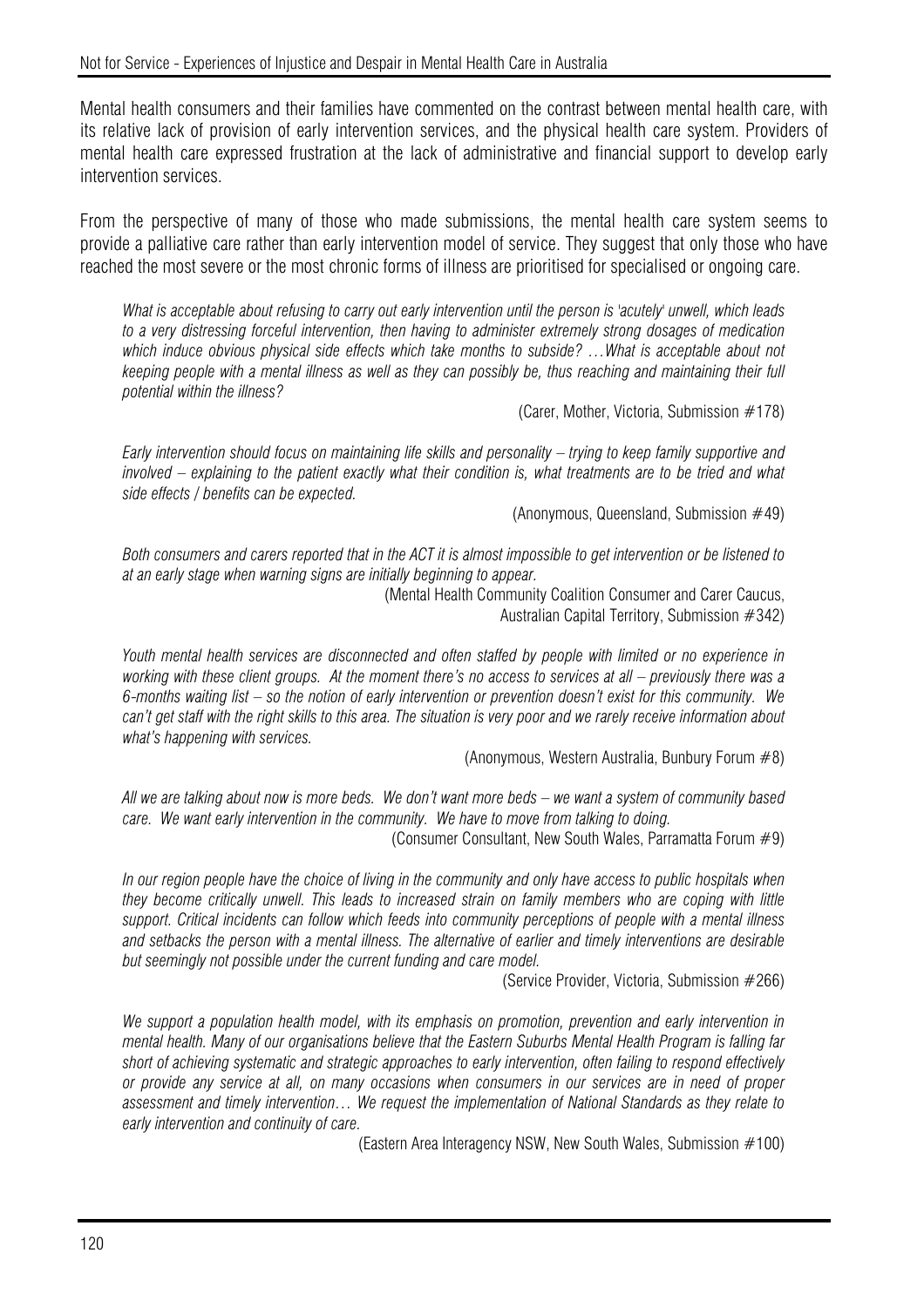Mental health consumers and their families have commented on the contrast between mental health care, with its relative lack of provision of early intervention services, and the physical health care system. Providers of mental health care expressed frustration at the lack of administrative and financial support to develop early intervention services.

From the perspective of many of those who made submissions, the mental health care system seems to provide a palliative care rather than early intervention model of service. They suggest that only those who have reached the most severe or the most chronic forms of illness are prioritised for specialised or ongoing care.

> *What is acceptable about refusing to carry out early intervention until the person is 'acutely' unwell, which leads to a very distressing forceful intervention, then having to administer extremely strong dosages of medication which induce obvious physical side effects which take months to subside? …What is acceptable about not keeping people with a mental illness as well as they can possibly be, thus reaching and maintaining their full potential within the illness?*
>
> (Carer, Mother, Victoria, Submission #178)

> *Early intervention should focus on maintaining life skills and personality – trying to keep family supportive and involved – explaining to the patient exactly what their condition is, what treatments are to be tried and what side effects / benefits can be expected.*
>
> (Anonymous, Queensland, Submission #49)

> *Both consumers and carers reported that in the ACT it is almost impossible to get intervention or be listened to at an early stage when warning signs are initially beginning to appear.*
>
> (Mental Health Community Coalition Consumer and Carer Caucus, Australian Capital Territory, Submission #342)

> *Youth mental health services are disconnected and often staffed by people with limited or no experience in working with these client groups. At the moment there's no access to services at all – previously there was a 6-months waiting list – so the notion of early intervention or prevention doesn't exist for this community. We can't get staff with the right skills to this area. The situation is very poor and we rarely receive information about what's happening with services.*
>
> (Anonymous, Western Australia, Bunbury Forum #8)

> *All we are talking about now is more beds. We don't want more beds – we want a system of community based care. We want early intervention in the community. We have to move from talking to doing.*
>
> (Consumer Consultant, New South Wales, Parramatta Forum #9)

> *In our region people have the choice of living in the community and only have access to public hospitals when they become critically unwell. This leads to increased strain on family members who are coping with little support. Critical incidents can follow which feeds into community perceptions of people with a mental illness and setbacks the person with a mental illness. The alternative of earlier and timely interventions are desirable but seemingly not possible under the current funding and care model.*
>
> (Service Provider, Victoria, Submission #266)

> *We support a population health model, with its emphasis on promotion, prevention and early intervention in mental health. Many of our organisations believe that the Eastern Suburbs Mental Health Program is falling far short of achieving systematic and strategic approaches to early intervention, often failing to respond effectively or provide any service at all, on many occasions when consumers in our services are in need of proper assessment and timely intervention… We request the implementation of National Standards as they relate to early intervention and continuity of care.*
>
> (Eastern Area Interagency NSW, New South Wales, Submission #100)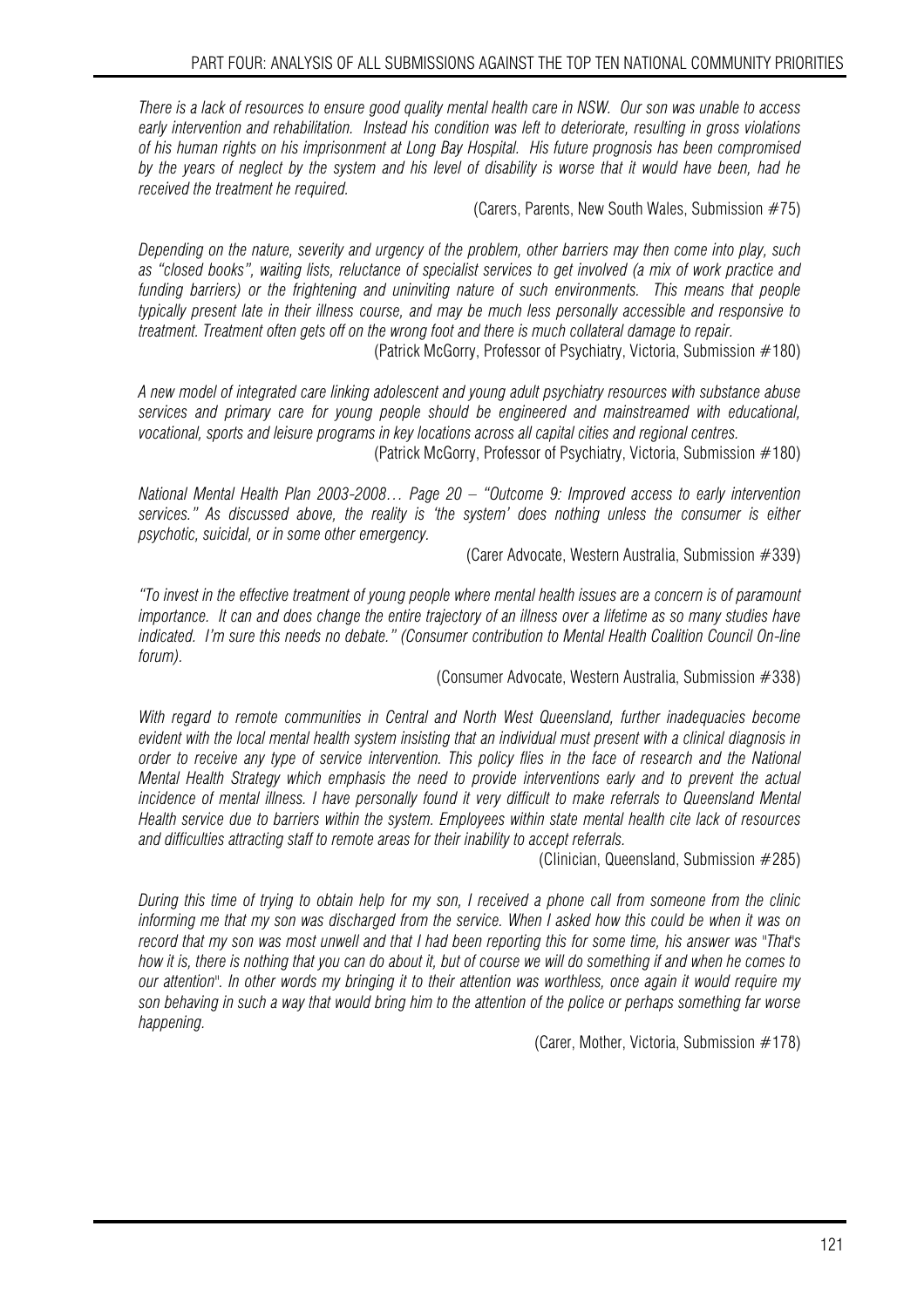*There is a lack of resources to ensure good quality mental health care in NSW. Our son was unable to access early intervention and rehabilitation. Instead his condition was left to deteriorate, resulting in gross violations of his human rights on his imprisonment at Long Bay Hospital. His future prognosis has been compromised by the years of neglect by the system and his level of disability is worse that it would have been, had he received the treatment he required.*

(Carers, Parents, New South Wales, Submission #75)

*Depending on the nature, severity and urgency of the problem, other barriers may then come into play, such as "closed books", waiting lists, reluctance of specialist services to get involved (a mix of work practice and funding barriers) or the frightening and uninviting nature of such environments. This means that people typically present late in their illness course, and may be much less personally accessible and responsive to treatment. Treatment often gets off on the wrong foot and there is much collateral damage to repair.*

(Patrick McGorry, Professor of Psychiatry, Victoria, Submission #180)

*A new model of integrated care linking adolescent and young adult psychiatry resources with substance abuse services and primary care for young people should be engineered and mainstreamed with educational, vocational, sports and leisure programs in key locations across all capital cities and regional centres.*

(Patrick McGorry, Professor of Psychiatry, Victoria, Submission #180)

*National Mental Health Plan 2003-2008… Page 20 – "Outcome 9: Improved access to early intervention services." As discussed above, the reality is 'the system' does nothing unless the consumer is either psychotic, suicidal, or in some other emergency.*

(Carer Advocate, Western Australia, Submission #339)

*"To invest in the effective treatment of young people where mental health issues are a concern is of paramount importance. It can and does change the entire trajectory of an illness over a lifetime as so many studies have indicated. I'm sure this needs no debate." (Consumer contribution to Mental Health Coalition Council On-line forum).*

(Consumer Advocate, Western Australia, Submission #338)

*With regard to remote communities in Central and North West Queensland, further inadequacies become evident with the local mental health system insisting that an individual must present with a clinical diagnosis in order to receive any type of service intervention. This policy flies in the face of research and the National Mental Health Strategy which emphasis the need to provide interventions early and to prevent the actual incidence of mental illness. I have personally found it very difficult to make referrals to Queensland Mental Health service due to barriers within the system. Employees within state mental health cite lack of resources and difficulties attracting staff to remote areas for their inability to accept referrals.*

(Clinician, Queensland, Submission #285)

*During this time of trying to obtain help for my son, I received a phone call from someone from the clinic informing me that my son was discharged from the service. When I asked how this could be when it was on record that my son was most unwell and that I had been reporting this for some time, his answer was "That's how it is, there is nothing that you can do about it, but of course we will do something if and when he comes to our attention". In other words my bringing it to their attention was worthless, once again it would require my son behaving in such a way that would bring him to the attention of the police or perhaps something far worse happening.*

(Carer, Mother, Victoria, Submission #178)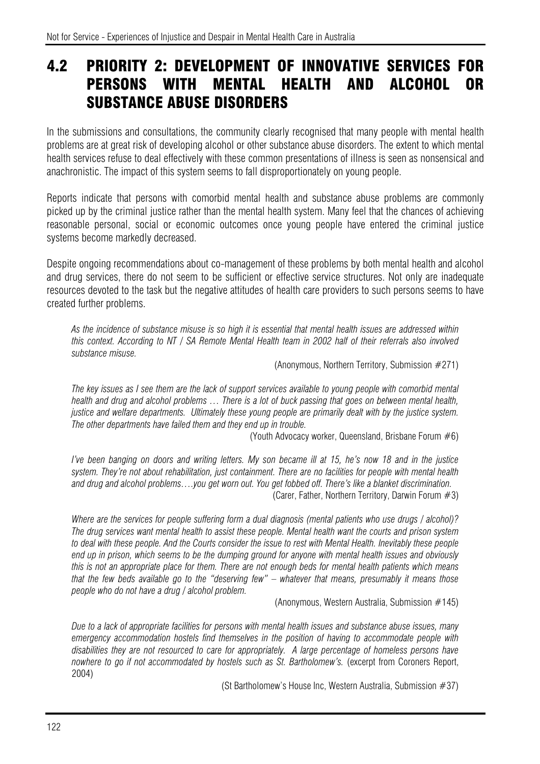## 4.2 PRIORITY 2: DEVELOPMENT OF INNOVATIVE SERVICES FOR PERSONS WITH MENTAL HEALTH AND ALCOHOL OR SUBSTANCE ABUSE DISORDERS

In the submissions and consultations, the community clearly recognised that many people with mental health problems are at great risk of developing alcohol or other substance abuse disorders. The extent to which mental health services refuse to deal effectively with these common presentations of illness is seen as nonsensical and anachronistic. The impact of this system seems to fall disproportionately on young people.

Reports indicate that persons with comorbid mental health and substance abuse problems are commonly picked up by the criminal justice rather than the mental health system. Many feel that the chances of achieving reasonable personal, social or economic outcomes once young people have entered the criminal justice systems become markedly decreased.

Despite ongoing recommendations about co-management of these problems by both mental health and alcohol and drug services, there do not seem to be sufficient or effective service structures. Not only are inadequate resources devoted to the task but the negative attitudes of health care providers to such persons seems to have created further problems.

> *As the incidence of substance misuse is so high it is essential that mental health issues are addressed within this context. According to NT / SA Remote Mental Health team in 2002 half of their referrals also involved substance misuse.*
>
> (Anonymous, Northern Territory, Submission #271)

> *The key issues as I see them are the lack of support services available to young people with comorbid mental health and drug and alcohol problems … There is a lot of buck passing that goes on between mental health, justice and welfare departments. Ultimately these young people are primarily dealt with by the justice system. The other departments have failed them and they end up in trouble.*
>
> (Youth Advocacy worker, Queensland, Brisbane Forum #6)

> *I've been banging on doors and writing letters. My son became ill at 15, he's now 18 and in the justice system. They're not about rehabilitation, just containment. There are no facilities for people with mental health and drug and alcohol problems….you get worn out. You get fobbed off. There's like a blanket discrimination.*
>
> (Carer, Father, Northern Territory, Darwin Forum #3)

> *Where are the services for people suffering form a dual diagnosis (mental patients who use drugs / alcohol)? The drug services want mental health to assist these people. Mental health want the courts and prison system to deal with these people. And the Courts consider the issue to rest with Mental Health. Inevitably these people end up in prison, which seems to be the dumping ground for anyone with mental health issues and obviously this is not an appropriate place for them. There are not enough beds for mental health patients which means that the few beds available go to the "deserving few" – whatever that means, presumably it means those people who do not have a drug / alcohol problem.*
>
> (Anonymous, Western Australia, Submission #145)

> *Due to a lack of appropriate facilities for persons with mental health issues and substance abuse issues, many emergency accommodation hostels find themselves in the position of having to accommodate people with disabilities they are not resourced to care for appropriately. A large percentage of homeless persons have nowhere to go if not accommodated by hostels such as St. Bartholomew's.* (excerpt from Coroners Report, 2004)
>
> (St Bartholomew's House Inc, Western Australia, Submission #37)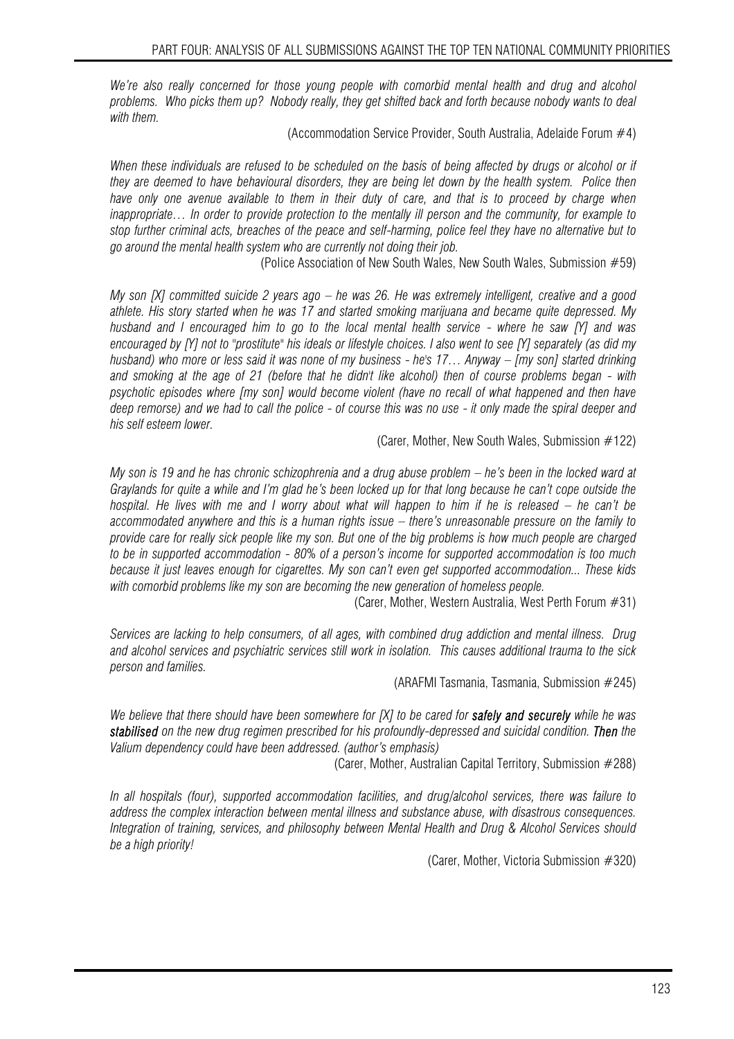*We're also really concerned for those young people with comorbid mental health and drug and alcohol problems. Who picks them up? Nobody really, they get shifted back and forth because nobody wants to deal with them.*

(Accommodation Service Provider, South Australia, Adelaide Forum #4)

*When these individuals are refused to be scheduled on the basis of being affected by drugs or alcohol or if they are deemed to have behavioural disorders, they are being let down by the health system. Police then have only one avenue available to them in their duty of care, and that is to proceed by charge when inappropriate… In order to provide protection to the mentally ill person and the community, for example to stop further criminal acts, breaches of the peace and self-harming, police feel they have no alternative but to go around the mental health system who are currently not doing their job.*

(Police Association of New South Wales, New South Wales, Submission #59)

*My son [X] committed suicide 2 years ago – he was 26. He was extremely intelligent, creative and a good athlete. His story started when he was 17 and started smoking marijuana and became quite depressed. My husband and I encouraged him to go to the local mental health service - where he saw [Y] and was encouraged by [Y] not to "prostitute" his ideals or lifestyle choices. I also went to see [Y] separately (as did my husband) who more or less said it was none of my business - he's 17… Anyway – [my son] started drinking and smoking at the age of 21 (before that he didn't like alcohol) then of course problems began - with psychotic episodes where [my son] would become violent (have no recall of what happened and then have deep remorse) and we had to call the police - of course this was no use - it only made the spiral deeper and his self esteem lower.*

(Carer, Mother, New South Wales, Submission #122)

*My son is 19 and he has chronic schizophrenia and a drug abuse problem – he's been in the locked ward at Graylands for quite a while and I'm glad he's been locked up for that long because he can't cope outside the hospital. He lives with me and I worry about what will happen to him if he is released – he can't be accommodated anywhere and this is a human rights issue – there's unreasonable pressure on the family to provide care for really sick people like my son. But one of the big problems is how much people are charged to be in supported accommodation - 80% of a person's income for supported accommodation is too much because it just leaves enough for cigarettes. My son can't even get supported accommodation... These kids with comorbid problems like my son are becoming the new generation of homeless people.*

(Carer, Mother, Western Australia, West Perth Forum #31)

*Services are lacking to help consumers, of all ages, with combined drug addiction and mental illness. Drug and alcohol services and psychiatric services still work in isolation. This causes additional trauma to the sick person and families.*

(ARAFMI Tasmania, Tasmania, Submission #245)

*We believe that there should have been somewhere for [X] to be cared for* ***safely and securely*** *while he was* ***stabilised*** *on the new drug regimen prescribed for his profoundly-depressed and suicidal condition.* ***Then*** *the Valium dependency could have been addressed. (author's emphasis)*

(Carer, Mother, Australian Capital Territory, Submission #288)

*In all hospitals (four), supported accommodation facilities, and drug/alcohol services, there was failure to address the complex interaction between mental illness and substance abuse, with disastrous consequences. Integration of training, services, and philosophy between Mental Health and Drug & Alcohol Services should be a high priority!*

(Carer, Mother, Victoria Submission #320)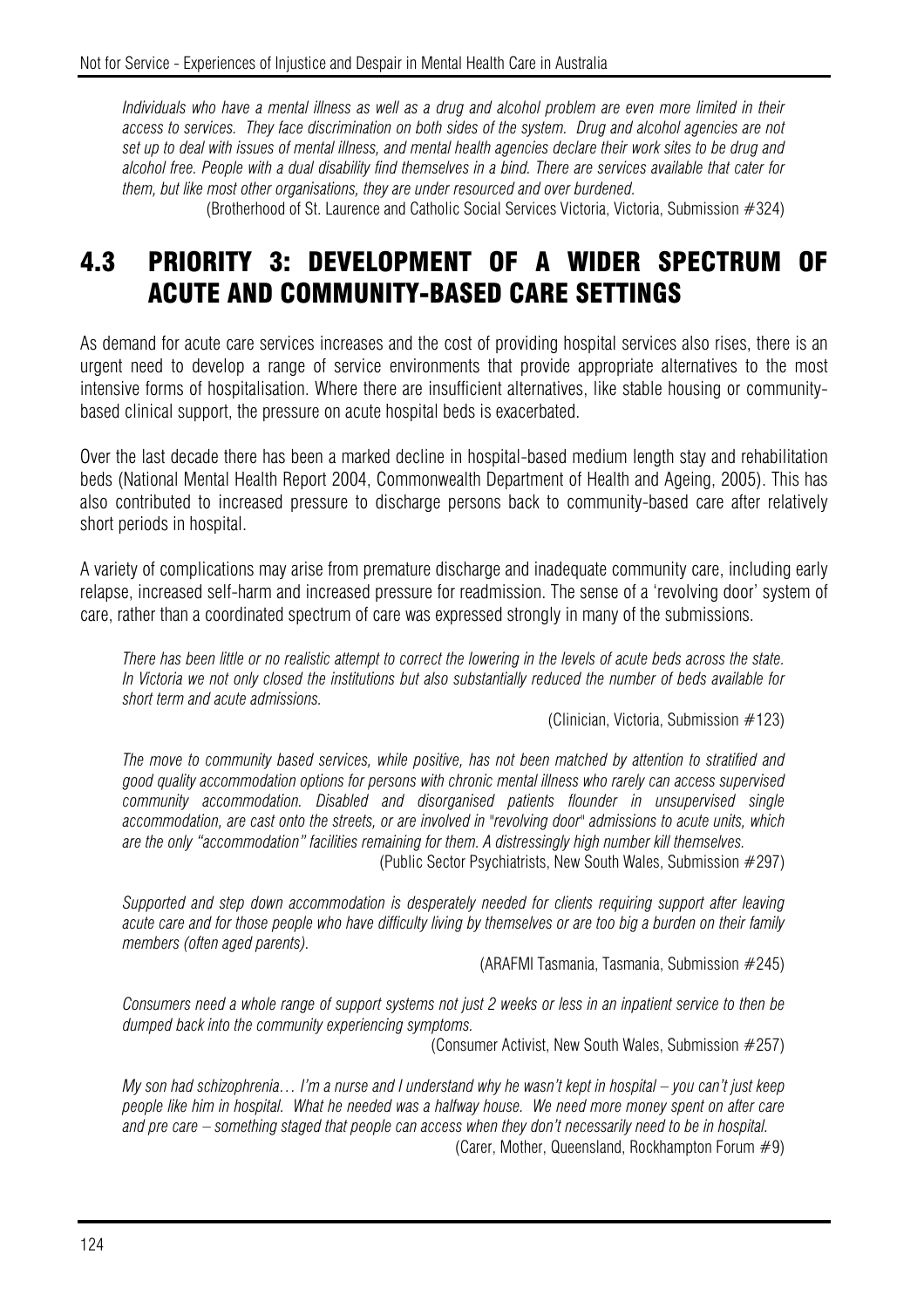*Individuals who have a mental illness as well as a drug and alcohol problem are even more limited in their access to services. They face discrimination on both sides of the system. Drug and alcohol agencies are not set up to deal with issues of mental illness, and mental health agencies declare their work sites to be drug and alcohol free. People with a dual disability find themselves in a bind. There are services available that cater for them, but like most other organisations, they are under resourced and over burdened.*

(Brotherhood of St. Laurence and Catholic Social Services Victoria, Victoria, Submission #324)

## 4.3 PRIORITY 3: DEVELOPMENT OF A WIDER SPECTRUM OF ACUTE AND COMMUNITY-BASED CARE SETTINGS

As demand for acute care services increases and the cost of providing hospital services also rises, there is an urgent need to develop a range of service environments that provide appropriate alternatives to the most intensive forms of hospitalisation. Where there are insufficient alternatives, like stable housing or community-based clinical support, the pressure on acute hospital beds is exacerbated.

Over the last decade there has been a marked decline in hospital-based medium length stay and rehabilitation beds (National Mental Health Report 2004, Commonwealth Department of Health and Ageing, 2005). This has also contributed to increased pressure to discharge persons back to community-based care after relatively short periods in hospital.

A variety of complications may arise from premature discharge and inadequate community care, including early relapse, increased self-harm and increased pressure for readmission. The sense of a 'revolving door' system of care, rather than a coordinated spectrum of care was expressed strongly in many of the submissions.

*There has been little or no realistic attempt to correct the lowering in the levels of acute beds across the state. In Victoria we not only closed the institutions but also substantially reduced the number of beds available for short term and acute admissions.*

(Clinician, Victoria, Submission #123)

*The move to community based services, while positive, has not been matched by attention to stratified and good quality accommodation options for persons with chronic mental illness who rarely can access supervised community accommodation. Disabled and disorganised patients flounder in unsupervised single accommodation, are cast onto the streets, or are involved in "revolving door" admissions to acute units, which are the only "accommodation" facilities remaining for them. A distressingly high number kill themselves.*

(Public Sector Psychiatrists, New South Wales, Submission #297)

*Supported and step down accommodation is desperately needed for clients requiring support after leaving acute care and for those people who have difficulty living by themselves or are too big a burden on their family members (often aged parents).*

(ARAFMI Tasmania, Tasmania, Submission #245)

*Consumers need a whole range of support systems not just 2 weeks or less in an inpatient service to then be dumped back into the community experiencing symptoms.*

(Consumer Activist, New South Wales, Submission #257)

*My son had schizophrenia… I'm a nurse and I understand why he wasn't kept in hospital – you can't just keep people like him in hospital. What he needed was a halfway house. We need more money spent on after care and pre care – something staged that people can access when they don't necessarily need to be in hospital.*

(Carer, Mother, Queensland, Rockhampton Forum #9)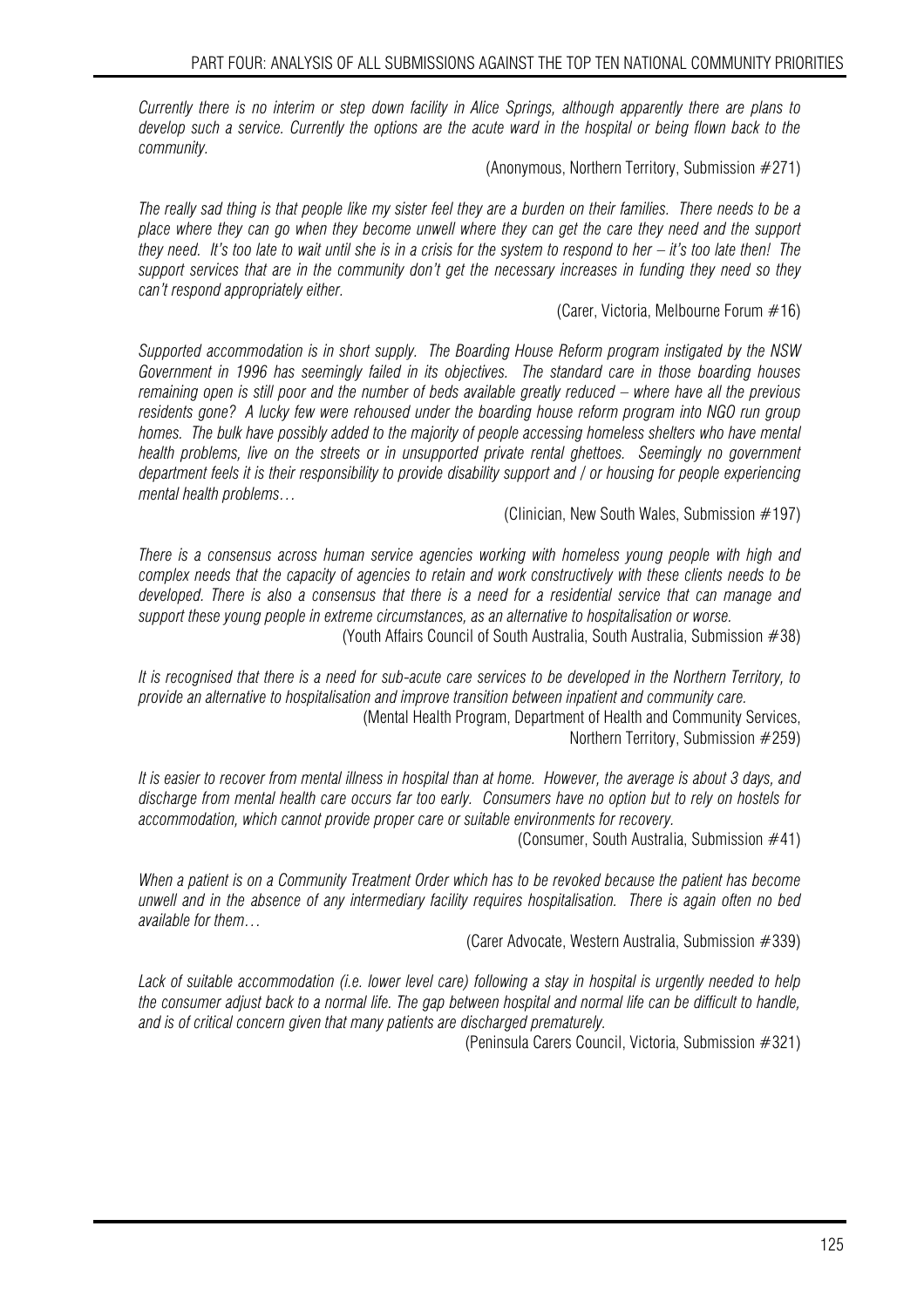*Currently there is no interim or step down facility in Alice Springs, although apparently there are plans to develop such a service. Currently the options are the acute ward in the hospital or being flown back to the community.*

(Anonymous, Northern Territory, Submission #271)

*The really sad thing is that people like my sister feel they are a burden on their families. There needs to be a place where they can go when they become unwell where they can get the care they need and the support they need. It's too late to wait until she is in a crisis for the system to respond to her – it's too late then! The support services that are in the community don't get the necessary increases in funding they need so they can't respond appropriately either.*

(Carer, Victoria, Melbourne Forum #16)

*Supported accommodation is in short supply. The Boarding House Reform program instigated by the NSW Government in 1996 has seemingly failed in its objectives. The standard care in those boarding houses remaining open is still poor and the number of beds available greatly reduced – where have all the previous residents gone? A lucky few were rehoused under the boarding house reform program into NGO run group homes. The bulk have possibly added to the majority of people accessing homeless shelters who have mental health problems, live on the streets or in unsupported private rental ghettoes. Seemingly no government department feels it is their responsibility to provide disability support and / or housing for people experiencing mental health problems…*

(Clinician, New South Wales, Submission #197)

*There is a consensus across human service agencies working with homeless young people with high and complex needs that the capacity of agencies to retain and work constructively with these clients needs to be developed. There is also a consensus that there is a need for a residential service that can manage and support these young people in extreme circumstances, as an alternative to hospitalisation or worse.*

(Youth Affairs Council of South Australia, South Australia, Submission #38)

*It is recognised that there is a need for sub-acute care services to be developed in the Northern Territory, to provide an alternative to hospitalisation and improve transition between inpatient and community care.*

(Mental Health Program, Department of Health and Community Services, Northern Territory, Submission #259)

*It is easier to recover from mental illness in hospital than at home. However, the average is about 3 days, and discharge from mental health care occurs far too early. Consumers have no option but to rely on hostels for accommodation, which cannot provide proper care or suitable environments for recovery.*

(Consumer, South Australia, Submission #41)

*When a patient is on a Community Treatment Order which has to be revoked because the patient has become unwell and in the absence of any intermediary facility requires hospitalisation. There is again often no bed available for them…*

(Carer Advocate, Western Australia, Submission #339)

*Lack of suitable accommodation (i.e. lower level care) following a stay in hospital is urgently needed to help the consumer adjust back to a normal life. The gap between hospital and normal life can be difficult to handle, and is of critical concern given that many patients are discharged prematurely.*

(Peninsula Carers Council, Victoria, Submission #321)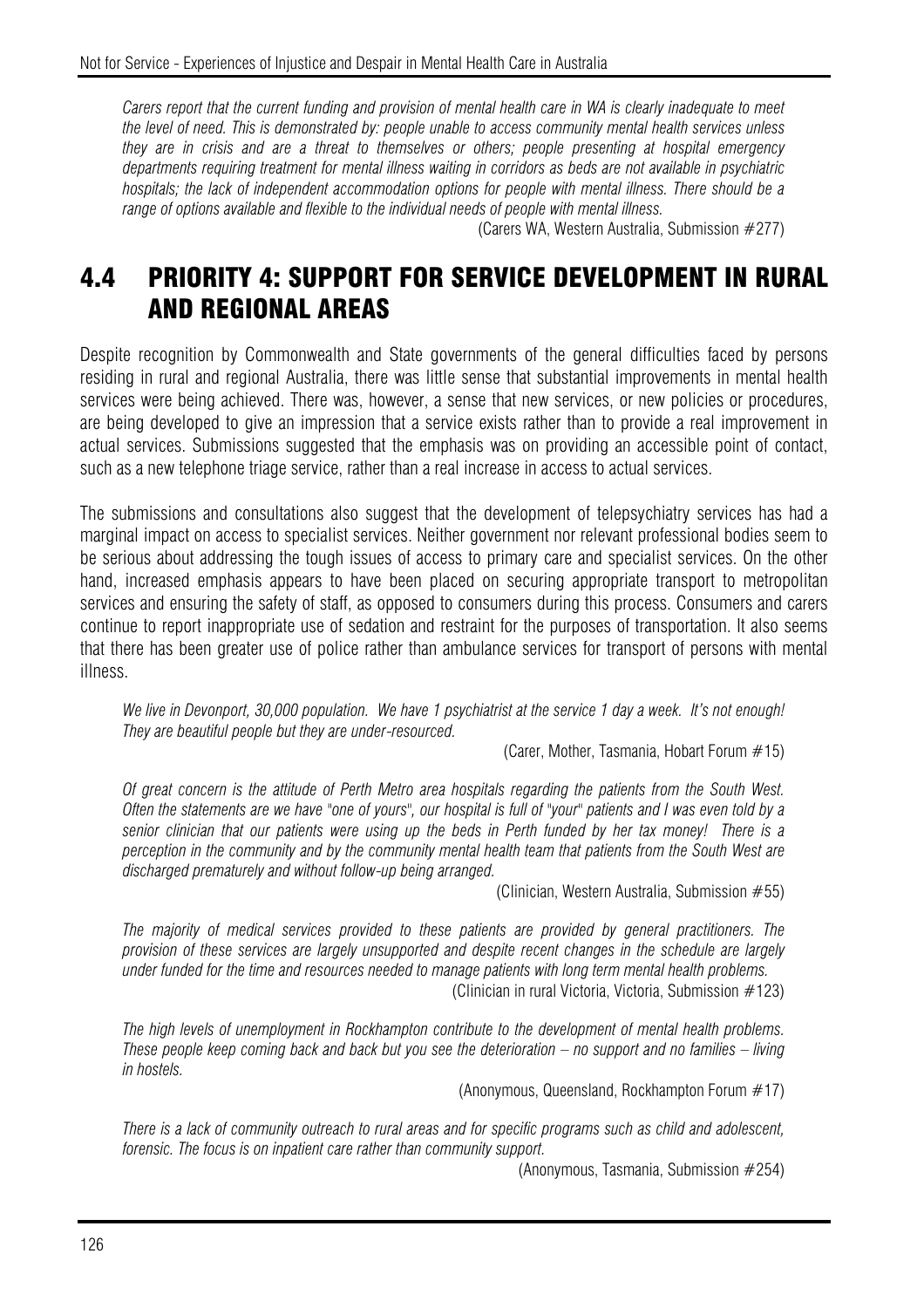*Carers report that the current funding and provision of mental health care in WA is clearly inadequate to meet the level of need. This is demonstrated by: people unable to access community mental health services unless they are in crisis and are a threat to themselves or others; people presenting at hospital emergency departments requiring treatment for mental illness waiting in corridors as beds are not available in psychiatric hospitals; the lack of independent accommodation options for people with mental illness. There should be a range of options available and flexible to the individual needs of people with mental illness.*

(Carers WA, Western Australia, Submission #277)

## 4.4 PRIORITY 4: SUPPORT FOR SERVICE DEVELOPMENT IN RURAL AND REGIONAL AREAS

Despite recognition by Commonwealth and State governments of the general difficulties faced by persons residing in rural and regional Australia, there was little sense that substantial improvements in mental health services were being achieved. There was, however, a sense that new services, or new policies or procedures, are being developed to give an impression that a service exists rather than to provide a real improvement in actual services. Submissions suggested that the emphasis was on providing an accessible point of contact, such as a new telephone triage service, rather than a real increase in access to actual services.

The submissions and consultations also suggest that the development of telepsychiatry services has had a marginal impact on access to specialist services. Neither government nor relevant professional bodies seem to be serious about addressing the tough issues of access to primary care and specialist services. On the other hand, increased emphasis appears to have been placed on securing appropriate transport to metropolitan services and ensuring the safety of staff, as opposed to consumers during this process. Consumers and carers continue to report inappropriate use of sedation and restraint for the purposes of transportation. It also seems that there has been greater use of police rather than ambulance services for transport of persons with mental illness.

*We live in Devonport, 30,000 population. We have 1 psychiatrist at the service 1 day a week. It's not enough! They are beautiful people but they are under-resourced.*

(Carer, Mother, Tasmania, Hobart Forum #15)

*Of great concern is the attitude of Perth Metro area hospitals regarding the patients from the South West. Often the statements are we have "one of yours", our hospital is full of "your" patients and I was even told by a senior clinician that our patients were using up the beds in Perth funded by her tax money! There is a perception in the community and by the community mental health team that patients from the South West are discharged prematurely and without follow-up being arranged.*

(Clinician, Western Australia, Submission #55)

*The majority of medical services provided to these patients are provided by general practitioners. The provision of these services are largely unsupported and despite recent changes in the schedule are largely under funded for the time and resources needed to manage patients with long term mental health problems.*

(Clinician in rural Victoria, Victoria, Submission #123)

*The high levels of unemployment in Rockhampton contribute to the development of mental health problems. These people keep coming back and back but you see the deterioration – no support and no families – living in hostels.*

(Anonymous, Queensland, Rockhampton Forum #17)

*There is a lack of community outreach to rural areas and for specific programs such as child and adolescent, forensic. The focus is on inpatient care rather than community support.*

(Anonymous, Tasmania, Submission #254)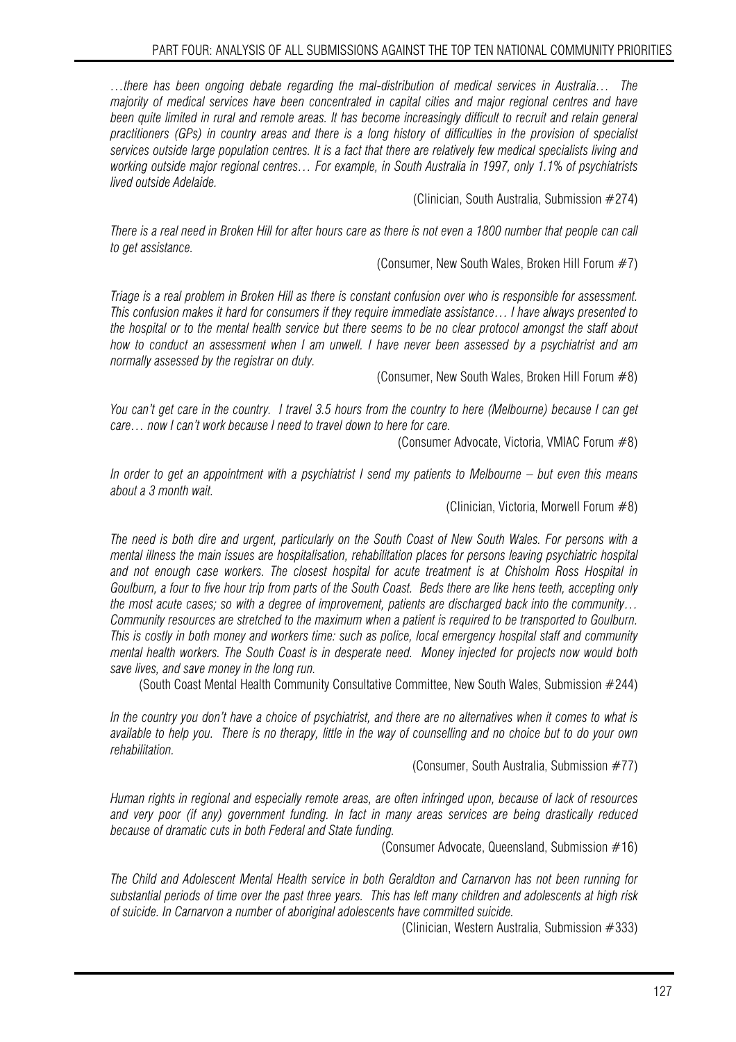*…there has been ongoing debate regarding the mal-distribution of medical services in Australia… The majority of medical services have been concentrated in capital cities and major regional centres and have been quite limited in rural and remote areas. It has become increasingly difficult to recruit and retain general practitioners (GPs) in country areas and there is a long history of difficulties in the provision of specialist services outside large population centres. It is a fact that there are relatively few medical specialists living and working outside major regional centres… For example, in South Australia in 1997, only 1.1% of psychiatrists lived outside Adelaide.*

(Clinician, South Australia, Submission #274)

*There is a real need in Broken Hill for after hours care as there is not even a 1800 number that people can call to get assistance.*

(Consumer, New South Wales, Broken Hill Forum #7)

*Triage is a real problem in Broken Hill as there is constant confusion over who is responsible for assessment. This confusion makes it hard for consumers if they require immediate assistance… I have always presented to the hospital or to the mental health service but there seems to be no clear protocol amongst the staff about how to conduct an assessment when I am unwell. I have never been assessed by a psychiatrist and am normally assessed by the registrar on duty.*

(Consumer, New South Wales, Broken Hill Forum #8)

*You can't get care in the country. I travel 3.5 hours from the country to here (Melbourne) because I can get care… now I can't work because I need to travel down to here for care.*

(Consumer Advocate, Victoria, VMIAC Forum #8)

*In order to get an appointment with a psychiatrist I send my patients to Melbourne – but even this means about a 3 month wait.*

(Clinician, Victoria, Morwell Forum #8)

*The need is both dire and urgent, particularly on the South Coast of New South Wales. For persons with a mental illness the main issues are hospitalisation, rehabilitation places for persons leaving psychiatric hospital and not enough case workers. The closest hospital for acute treatment is at Chisholm Ross Hospital in Goulburn, a four to five hour trip from parts of the South Coast. Beds there are like hens teeth, accepting only the most acute cases; so with a degree of improvement, patients are discharged back into the community… Community resources are stretched to the maximum when a patient is required to be transported to Goulburn. This is costly in both money and workers time: such as police, local emergency hospital staff and community mental health workers. The South Coast is in desperate need. Money injected for projects now would both save lives, and save money in the long run.*

(South Coast Mental Health Community Consultative Committee, New South Wales, Submission #244)

*In the country you don't have a choice of psychiatrist, and there are no alternatives when it comes to what is available to help you. There is no therapy, little in the way of counselling and no choice but to do your own rehabilitation.*

(Consumer, South Australia, Submission #77)

*Human rights in regional and especially remote areas, are often infringed upon, because of lack of resources and very poor (if any) government funding. In fact in many areas services are being drastically reduced because of dramatic cuts in both Federal and State funding.*

(Consumer Advocate, Queensland, Submission #16)

*The Child and Adolescent Mental Health service in both Geraldton and Carnarvon has not been running for substantial periods of time over the past three years. This has left many children and adolescents at high risk of suicide. In Carnarvon a number of aboriginal adolescents have committed suicide.*

(Clinician, Western Australia, Submission #333)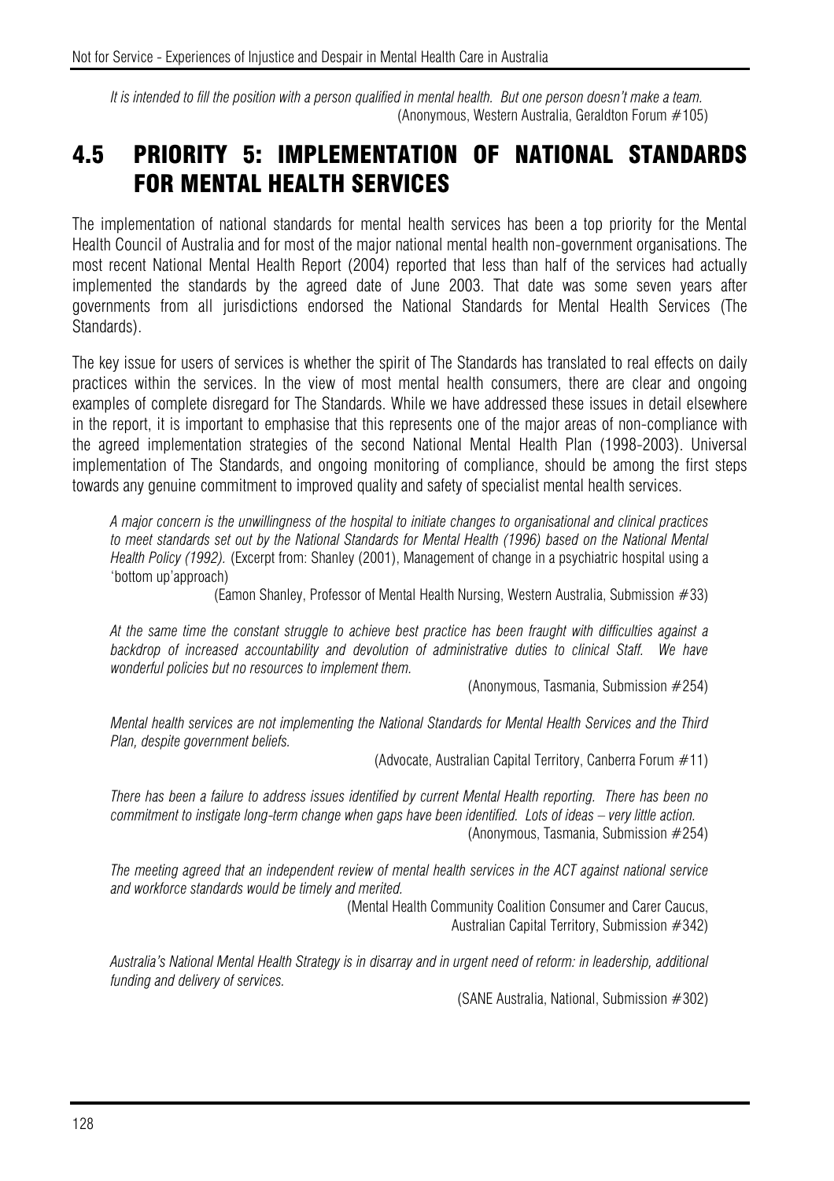*It is intended to fill the position with a person qualified in mental health. But one person doesn't make a team.*
(Anonymous, Western Australia, Geraldton Forum #105)

## 4.5 PRIORITY 5: IMPLEMENTATION OF NATIONAL STANDARDS FOR MENTAL HEALTH SERVICES

The implementation of national standards for mental health services has been a top priority for the Mental Health Council of Australia and for most of the major national mental health non-government organisations. The most recent National Mental Health Report (2004) reported that less than half of the services had actually implemented the standards by the agreed date of June 2003. That date was some seven years after governments from all jurisdictions endorsed the National Standards for Mental Health Services (The Standards).

The key issue for users of services is whether the spirit of The Standards has translated to real effects on daily practices within the services. In the view of most mental health consumers, there are clear and ongoing examples of complete disregard for The Standards. While we have addressed these issues in detail elsewhere in the report, it is important to emphasise that this represents one of the major areas of non-compliance with the agreed implementation strategies of the second National Mental Health Plan (1998-2003). Universal implementation of The Standards, and ongoing monitoring of compliance, should be among the first steps towards any genuine commitment to improved quality and safety of specialist mental health services.

*A major concern is the unwillingness of the hospital to initiate changes to organisational and clinical practices to meet standards set out by the National Standards for Mental Health (1996) based on the National Mental Health Policy (1992).* (Excerpt from: Shanley (2001), Management of change in a psychiatric hospital using a 'bottom up'approach)
(Eamon Shanley, Professor of Mental Health Nursing, Western Australia, Submission #33)

*At the same time the constant struggle to achieve best practice has been fraught with difficulties against a backdrop of increased accountability and devolution of administrative duties to clinical Staff. We have wonderful policies but no resources to implement them.*
(Anonymous, Tasmania, Submission #254)

*Mental health services are not implementing the National Standards for Mental Health Services and the Third Plan, despite government beliefs.*
(Advocate, Australian Capital Territory, Canberra Forum #11)

*There has been a failure to address issues identified by current Mental Health reporting. There has been no commitment to instigate long-term change when gaps have been identified. Lots of ideas – very little action.*
(Anonymous, Tasmania, Submission #254)

*The meeting agreed that an independent review of mental health services in the ACT against national service and workforce standards would be timely and merited.*
(Mental Health Community Coalition Consumer and Carer Caucus, Australian Capital Territory, Submission #342)

*Australia's National Mental Health Strategy is in disarray and in urgent need of reform: in leadership, additional funding and delivery of services.*
(SANE Australia, National, Submission #302)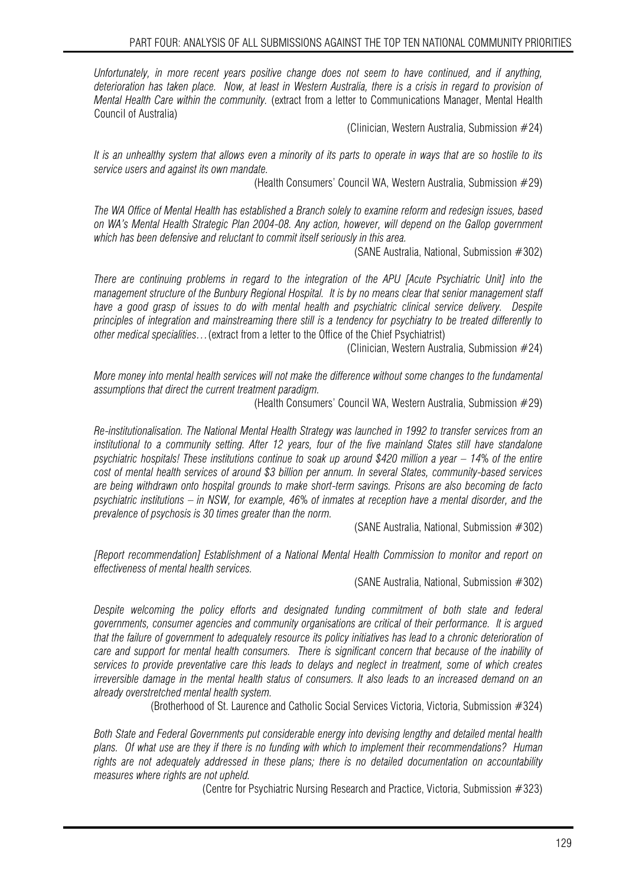*Unfortunately, in more recent years positive change does not seem to have continued, and if anything, deterioration has taken place. Now, at least in Western Australia, there is a crisis in regard to provision of Mental Health Care within the community.* (extract from a letter to Communications Manager, Mental Health Council of Australia)

(Clinician, Western Australia, Submission #24)

*It is an unhealthy system that allows even a minority of its parts to operate in ways that are so hostile to its service users and against its own mandate.*

(Health Consumers' Council WA, Western Australia, Submission #29)

*The WA Office of Mental Health has established a Branch solely to examine reform and redesign issues, based on WA's Mental Health Strategic Plan 2004-08. Any action, however, will depend on the Gallop government which has been defensive and reluctant to commit itself seriously in this area.*

(SANE Australia, National, Submission #302)

*There are continuing problems in regard to the integration of the APU [Acute Psychiatric Unit] into the management structure of the Bunbury Regional Hospital. It is by no means clear that senior management staff have a good grasp of issues to do with mental health and psychiatric clinical service delivery. Despite principles of integration and mainstreaming there still is a tendency for psychiatry to be treated differently to other medical specialities…* (extract from a letter to the Office of the Chief Psychiatrist)

(Clinician, Western Australia, Submission #24)

*More money into mental health services will not make the difference without some changes to the fundamental assumptions that direct the current treatment paradigm.*

(Health Consumers' Council WA, Western Australia, Submission #29)

*Re-institutionalisation. The National Mental Health Strategy was launched in 1992 to transfer services from an institutional to a community setting. After 12 years, four of the five mainland States still have standalone psychiatric hospitals! These institutions continue to soak up around $420 million a year – 14% of the entire cost of mental health services of around $3 billion per annum. In several States, community-based services are being withdrawn onto hospital grounds to make short-term savings. Prisons are also becoming de facto psychiatric institutions – in NSW, for example, 46% of inmates at reception have a mental disorder, and the prevalence of psychosis is 30 times greater than the norm.*

(SANE Australia, National, Submission #302)

*[Report recommendation] Establishment of a National Mental Health Commission to monitor and report on effectiveness of mental health services.*

(SANE Australia, National, Submission #302)

*Despite welcoming the policy efforts and designated funding commitment of both state and federal governments, consumer agencies and community organisations are critical of their performance. It is argued that the failure of government to adequately resource its policy initiatives has lead to a chronic deterioration of care and support for mental health consumers. There is significant concern that because of the inability of services to provide preventative care this leads to delays and neglect in treatment, some of which creates irreversible damage in the mental health status of consumers. It also leads to an increased demand on an already overstretched mental health system.*

(Brotherhood of St. Laurence and Catholic Social Services Victoria, Victoria, Submission #324)

*Both State and Federal Governments put considerable energy into devising lengthy and detailed mental health plans. Of what use are they if there is no funding with which to implement their recommendations? Human rights are not adequately addressed in these plans; there is no detailed documentation on accountability measures where rights are not upheld.*

(Centre for Psychiatric Nursing Research and Practice, Victoria, Submission #323)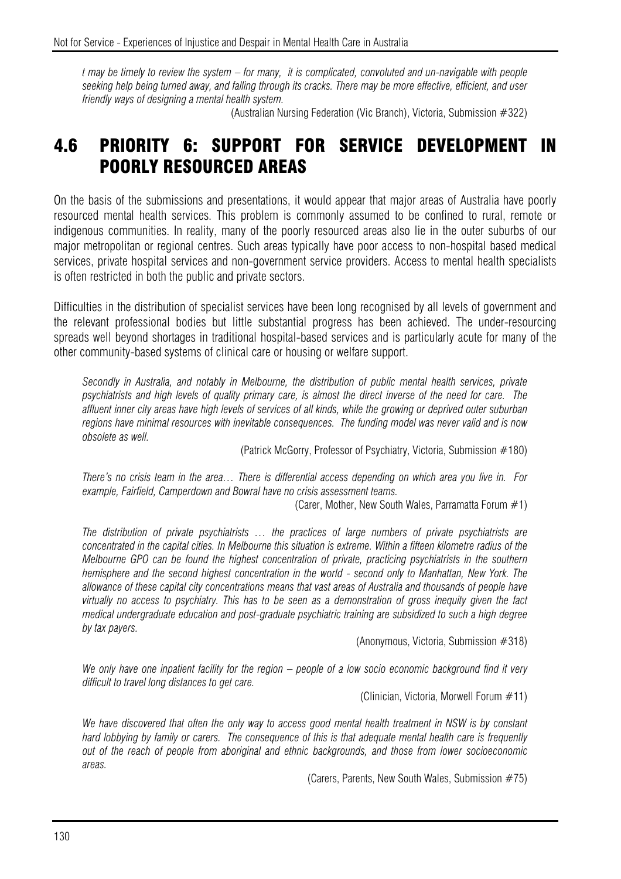*t may be timely to review the system – for many, it is complicated, convoluted and un-navigable with people seeking help being turned away, and falling through its cracks. There may be more effective, efficient, and user friendly ways of designing a mental health system.*

(Australian Nursing Federation (Vic Branch), Victoria, Submission #322)

## 4.6 PRIORITY 6: SUPPORT FOR SERVICE DEVELOPMENT IN POORLY RESOURCED AREAS

On the basis of the submissions and presentations, it would appear that major areas of Australia have poorly resourced mental health services. This problem is commonly assumed to be confined to rural, remote or indigenous communities. In reality, many of the poorly resourced areas also lie in the outer suburbs of our major metropolitan or regional centres. Such areas typically have poor access to non-hospital based medical services, private hospital services and non-government service providers. Access to mental health specialists is often restricted in both the public and private sectors.

Difficulties in the distribution of specialist services have been long recognised by all levels of government and the relevant professional bodies but little substantial progress has been achieved. The under-resourcing spreads well beyond shortages in traditional hospital-based services and is particularly acute for many of the other community-based systems of clinical care or housing or welfare support.

*Secondly in Australia, and notably in Melbourne, the distribution of public mental health services, private psychiatrists and high levels of quality primary care, is almost the direct inverse of the need for care. The affluent inner city areas have high levels of services of all kinds, while the growing or deprived outer suburban regions have minimal resources with inevitable consequences. The funding model was never valid and is now obsolete as well.*

(Patrick McGorry, Professor of Psychiatry, Victoria, Submission #180)

*There's no crisis team in the area… There is differential access depending on which area you live in. For example, Fairfield, Camperdown and Bowral have no crisis assessment teams.*

(Carer, Mother, New South Wales, Parramatta Forum #1)

*The distribution of private psychiatrists … the practices of large numbers of private psychiatrists are concentrated in the capital cities. In Melbourne this situation is extreme. Within a fifteen kilometre radius of the Melbourne GPO can be found the highest concentration of private, practicing psychiatrists in the southern hemisphere and the second highest concentration in the world - second only to Manhattan, New York. The allowance of these capital city concentrations means that vast areas of Australia and thousands of people have virtually no access to psychiatry. This has to be seen as a demonstration of gross inequity given the fact medical undergraduate education and post-graduate psychiatric training are subsidized to such a high degree by tax payers.*

(Anonymous, Victoria, Submission #318)

*We only have one inpatient facility for the region – people of a low socio economic background find it very difficult to travel long distances to get care.*

(Clinician, Victoria, Morwell Forum #11)

*We have discovered that often the only way to access good mental health treatment in NSW is by constant hard lobbying by family or carers. The consequence of this is that adequate mental health care is frequently out of the reach of people from aboriginal and ethnic backgrounds, and those from lower socioeconomic areas.*

(Carers, Parents, New South Wales, Submission #75)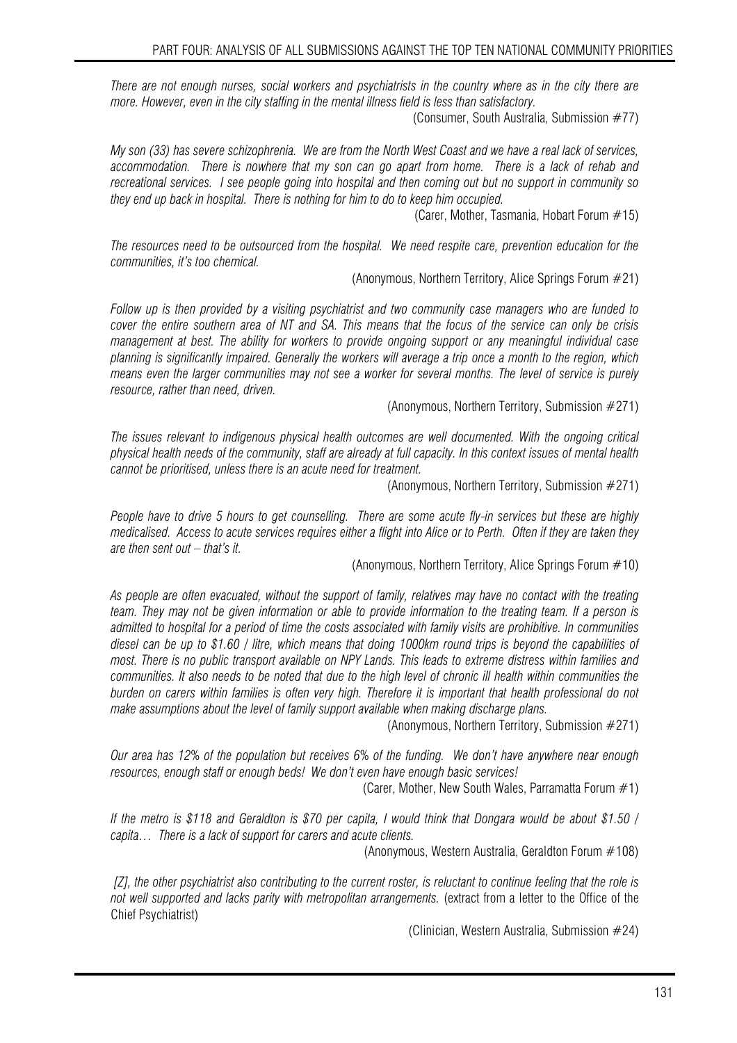*There are not enough nurses, social workers and psychiatrists in the country where as in the city there are more. However, even in the city staffing in the mental illness field is less than satisfactory.*

(Consumer, South Australia, Submission #77)

*My son (33) has severe schizophrenia. We are from the North West Coast and we have a real lack of services, accommodation. There is nowhere that my son can go apart from home. There is a lack of rehab and recreational services. I see people going into hospital and then coming out but no support in community so they end up back in hospital. There is nothing for him to do to keep him occupied.*

(Carer, Mother, Tasmania, Hobart Forum #15)

*The resources need to be outsourced from the hospital. We need respite care, prevention education for the communities, it's too chemical.*

(Anonymous, Northern Territory, Alice Springs Forum #21)

*Follow up is then provided by a visiting psychiatrist and two community case managers who are funded to cover the entire southern area of NT and SA. This means that the focus of the service can only be crisis management at best. The ability for workers to provide ongoing support or any meaningful individual case planning is significantly impaired. Generally the workers will average a trip once a month to the region, which means even the larger communities may not see a worker for several months. The level of service is purely resource, rather than need, driven.*

(Anonymous, Northern Territory, Submission #271)

*The issues relevant to indigenous physical health outcomes are well documented. With the ongoing critical physical health needs of the community, staff are already at full capacity. In this context issues of mental health cannot be prioritised, unless there is an acute need for treatment.*

(Anonymous, Northern Territory, Submission #271)

*People have to drive 5 hours to get counselling. There are some acute fly-in services but these are highly medicalised. Access to acute services requires either a flight into Alice or to Perth. Often if they are taken they are then sent out – that's it.*

(Anonymous, Northern Territory, Alice Springs Forum #10)

*As people are often evacuated, without the support of family, relatives may have no contact with the treating team. They may not be given information or able to provide information to the treating team. If a person is admitted to hospital for a period of time the costs associated with family visits are prohibitive. In communities diesel can be up to $1.60 / litre, which means that doing 1000km round trips is beyond the capabilities of most. There is no public transport available on NPY Lands. This leads to extreme distress within families and communities. It also needs to be noted that due to the high level of chronic ill health within communities the burden on carers within families is often very high. Therefore it is important that health professional do not make assumptions about the level of family support available when making discharge plans.*

(Anonymous, Northern Territory, Submission #271)

*Our area has 12% of the population but receives 6% of the funding. We don't have anywhere near enough resources, enough staff or enough beds! We don't even have enough basic services!*

(Carer, Mother, New South Wales, Parramatta Forum #1)

*If the metro is $118 and Geraldton is $70 per capita, I would think that Dongara would be about $1.50 / capita… There is a lack of support for carers and acute clients.*

(Anonymous, Western Australia, Geraldton Forum #108)

*[Z], the other psychiatrist also contributing to the current roster, is reluctant to continue feeling that the role is not well supported and lacks parity with metropolitan arrangements.* (extract from a letter to the Office of the Chief Psychiatrist)

(Clinician, Western Australia, Submission #24)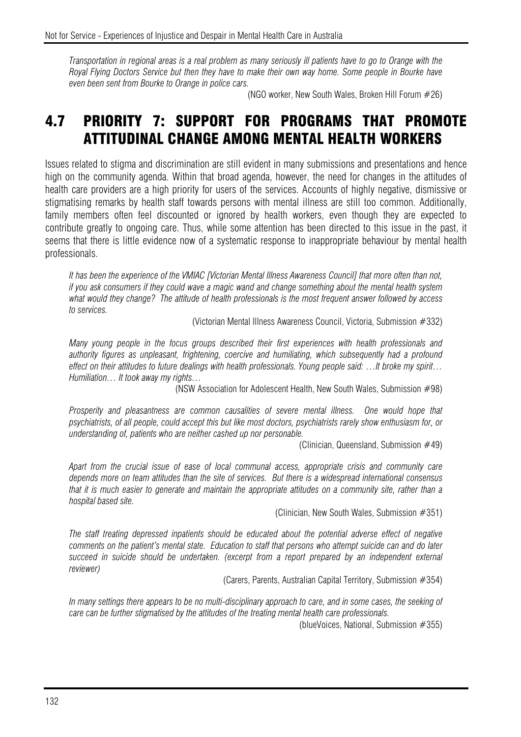*Transportation in regional areas is a real problem as many seriously ill patients have to go to Orange with the Royal Flying Doctors Service but then they have to make their own way home. Some people in Bourke have even been sent from Bourke to Orange in police cars.*

(NGO worker, New South Wales, Broken Hill Forum #26)

## 4.7 PRIORITY 7: SUPPORT FOR PROGRAMS THAT PROMOTE ATTITUDINAL CHANGE AMONG MENTAL HEALTH WORKERS

Issues related to stigma and discrimination are still evident in many submissions and presentations and hence high on the community agenda. Within that broad agenda, however, the need for changes in the attitudes of health care providers are a high priority for users of the services. Accounts of highly negative, dismissive or stigmatising remarks by health staff towards persons with mental illness are still too common. Additionally, family members often feel discounted or ignored by health workers, even though they are expected to contribute greatly to ongoing care. Thus, while some attention has been directed to this issue in the past, it seems that there is little evidence now of a systematic response to inappropriate behaviour by mental health professionals.

*It has been the experience of the VMIAC [Victorian Mental Illness Awareness Council] that more often than not, if you ask consumers if they could wave a magic wand and change something about the mental health system what would they change? The attitude of health professionals is the most frequent answer followed by access to services.*

(Victorian Mental Illness Awareness Council, Victoria, Submission #332)

*Many young people in the focus groups described their first experiences with health professionals and authority figures as unpleasant, frightening, coercive and humiliating, which subsequently had a profound effect on their attitudes to future dealings with health professionals. Young people said: …It broke my spirit… Humiliation… It took away my rights…*

(NSW Association for Adolescent Health, New South Wales, Submission #98)

*Prosperity and pleasantness are common causalities of severe mental illness. One would hope that psychiatrists, of all people, could accept this but like most doctors, psychiatrists rarely show enthusiasm for, or understanding of, patients who are neither cashed up nor personable.*

(Clinician, Queensland, Submission #49)

*Apart from the crucial issue of ease of local communal access, appropriate crisis and community care depends more on team attitudes than the site of services. But there is a widespread international consensus that it is much easier to generate and maintain the appropriate attitudes on a community site, rather than a hospital based site.*

(Clinician, New South Wales, Submission #351)

*The staff treating depressed inpatients should be educated about the potential adverse effect of negative comments on the patient's mental state. Education to staff that persons who attempt suicide can and do later succeed in suicide should be undertaken. (excerpt from a report prepared by an independent external reviewer)*

(Carers, Parents, Australian Capital Territory, Submission #354)

*In many settings there appears to be no multi-disciplinary approach to care, and in some cases, the seeking of care can be further stigmatised by the attitudes of the treating mental health care professionals.*

(blueVoices, National, Submission #355)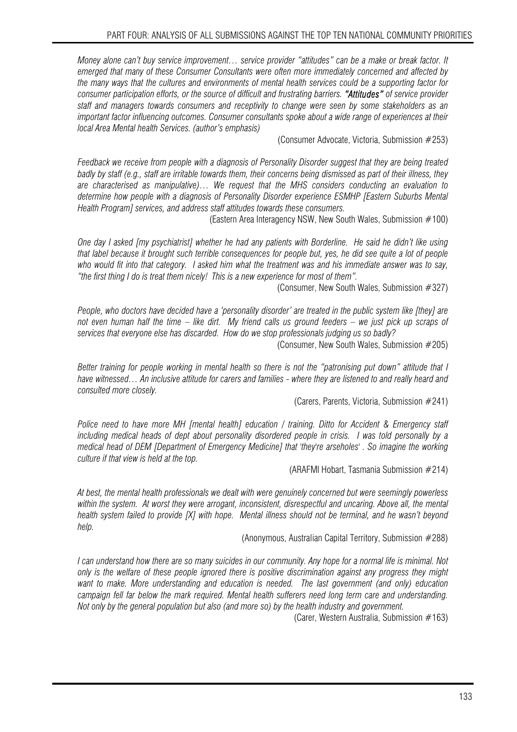*Money alone can't buy service improvement… service provider "attitudes" can be a make or break factor. It emerged that many of these Consumer Consultants were often more immediately concerned and affected by the many ways that the cultures and environments of mental health services could be a supporting factor for consumer participation efforts, or the source of difficult and frustrating barriers.* ***"Attitudes"*** *of service provider staff and managers towards consumers and receptivity to change were seen by some stakeholders as an important factor influencing outcomes. Consumer consultants spoke about a wide range of experiences at their local Area Mental health Services. (author's emphasis)*

(Consumer Advocate, Victoria, Submission #253)

*Feedback we receive from people with a diagnosis of Personality Disorder suggest that they are being treated badly by staff (e.g., staff are irritable towards them, their concerns being dismissed as part of their illness, they are characterised as manipulative)… We request that the MHS considers conducting an evaluation to determine how people with a diagnosis of Personality Disorder experience ESMHP [Eastern Suburbs Mental Health Program] services, and address staff attitudes towards these consumers.*

(Eastern Area Interagency NSW, New South Wales, Submission #100)

*One day I asked [my psychiatrist] whether he had any patients with Borderline. He said he didn't like using that label because it brought such terrible consequences for people but, yes, he did see quite a lot of people who would fit into that category. I asked him what the treatment was and his immediate answer was to say, "the first thing I do is treat them nicely! This is a new experience for most of them".*

(Consumer, New South Wales, Submission #327)

*People, who doctors have decided have a 'personality disorder' are treated in the public system like [they] are not even human half the time – like dirt. My friend calls us ground feeders – we just pick up scraps of services that everyone else has discarded. How do we stop professionals judging us so badly?*

(Consumer, New South Wales, Submission #205)

*Better training for people working in mental health so there is not the "patronising put down" attitude that I have witnessed… An inclusive attitude for carers and families - where they are listened to and really heard and consulted more closely.*

(Carers, Parents, Victoria, Submission #241)

*Police need to have more MH [mental health] education / training. Ditto for Accident & Emergency staff including medical heads of dept about personality disordered people in crisis. I was told personally by a medical head of DEM [Department of Emergency Medicine] that 'they're arseholes' . So imagine the working culture if that view is held at the top.*

(ARAFMI Hobart, Tasmania Submission #214)

*At best, the mental health professionals we dealt with were genuinely concerned but were seemingly powerless within the system. At worst they were arrogant, inconsistent, disrespectful and uncaring. Above all, the mental health system failed to provide [X] with hope. Mental illness should not be terminal, and he wasn't beyond help.*

(Anonymous, Australian Capital Territory, Submission #288)

*I can understand how there are so many suicides in our community. Any hope for a normal life is minimal. Not only is the welfare of these people ignored there is positive discrimination against any progress they might want to make. More understanding and education is needed. The last government (and only) education campaign fell far below the mark required. Mental health sufferers need long term care and understanding. Not only by the general population but also (and more so) by the health industry and government.*

(Carer, Western Australia, Submission #163)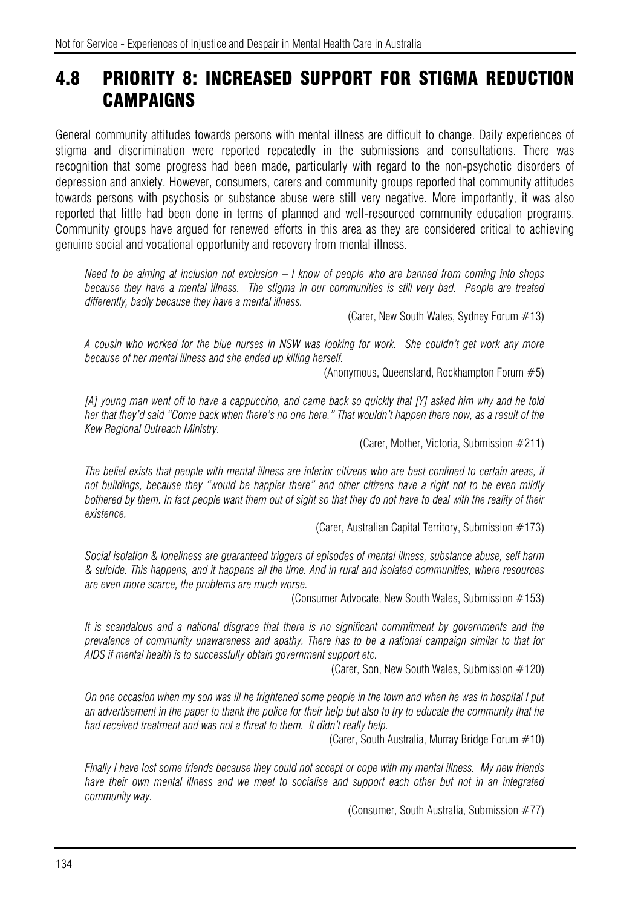## 4.8 PRIORITY 8: INCREASED SUPPORT FOR STIGMA REDUCTION CAMPAIGNS

General community attitudes towards persons with mental illness are difficult to change. Daily experiences of stigma and discrimination were reported repeatedly in the submissions and consultations. There was recognition that some progress had been made, particularly with regard to the non-psychotic disorders of depression and anxiety. However, consumers, carers and community groups reported that community attitudes towards persons with psychosis or substance abuse were still very negative. More importantly, it was also reported that little had been done in terms of planned and well-resourced community education programs. Community groups have argued for renewed efforts in this area as they are considered critical to achieving genuine social and vocational opportunity and recovery from mental illness.

*Need to be aiming at inclusion not exclusion – I know of people who are banned from coming into shops because they have a mental illness. The stigma in our communities is still very bad. People are treated differently, badly because they have a mental illness.*

(Carer, New South Wales, Sydney Forum #13)

*A cousin who worked for the blue nurses in NSW was looking for work. She couldn't get work any more because of her mental illness and she ended up killing herself.*

(Anonymous, Queensland, Rockhampton Forum #5)

*[A] young man went off to have a cappuccino, and came back so quickly that [Y] asked him why and he told her that they'd said "Come back when there's no one here." That wouldn't happen there now, as a result of the Kew Regional Outreach Ministry.*

(Carer, Mother, Victoria, Submission #211)

*The belief exists that people with mental illness are inferior citizens who are best confined to certain areas, if not buildings, because they "would be happier there" and other citizens have a right not to be even mildly bothered by them. In fact people want them out of sight so that they do not have to deal with the reality of their existence.*

(Carer, Australian Capital Territory, Submission #173)

*Social isolation & loneliness are guaranteed triggers of episodes of mental illness, substance abuse, self harm & suicide. This happens, and it happens all the time. And in rural and isolated communities, where resources are even more scarce, the problems are much worse.*

(Consumer Advocate, New South Wales, Submission #153)

*It is scandalous and a national disgrace that there is no significant commitment by governments and the prevalence of community unawareness and apathy. There has to be a national campaign similar to that for AIDS if mental health is to successfully obtain government support etc.*

(Carer, Son, New South Wales, Submission #120)

*On one occasion when my son was ill he frightened some people in the town and when he was in hospital I put an advertisement in the paper to thank the police for their help but also to try to educate the community that he had received treatment and was not a threat to them. It didn't really help.*

(Carer, South Australia, Murray Bridge Forum #10)

*Finally I have lost some friends because they could not accept or cope with my mental illness. My new friends have their own mental illness and we meet to socialise and support each other but not in an integrated community way.*

(Consumer, South Australia, Submission #77)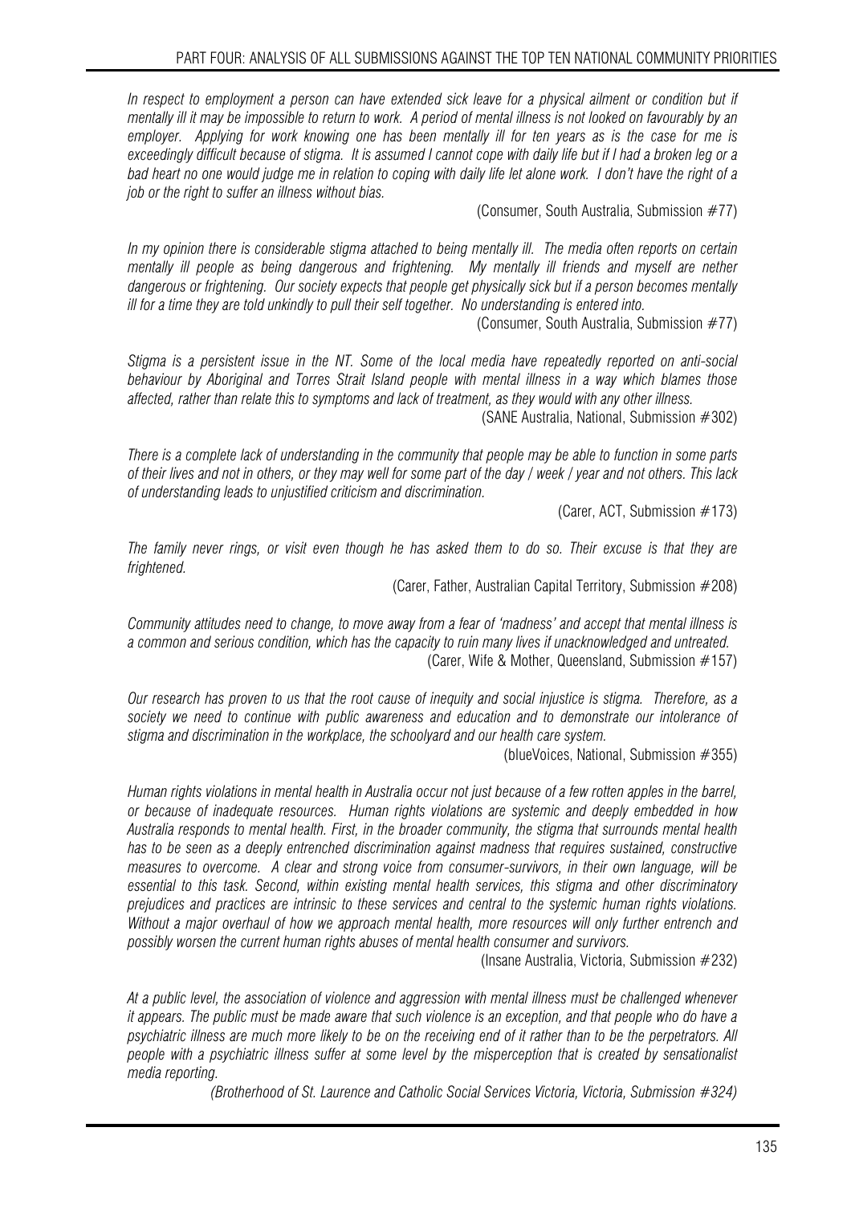*In respect to employment a person can have extended sick leave for a physical ailment or condition but if mentally ill it may be impossible to return to work. A period of mental illness is not looked on favourably by an employer. Applying for work knowing one has been mentally ill for ten years as is the case for me is exceedingly difficult because of stigma. It is assumed I cannot cope with daily life but if I had a broken leg or a bad heart no one would judge me in relation to coping with daily life let alone work. I don't have the right of a job or the right to suffer an illness without bias.*

(Consumer, South Australia, Submission #77)

*In my opinion there is considerable stigma attached to being mentally ill. The media often reports on certain mentally ill people as being dangerous and frightening. My mentally ill friends and myself are nether dangerous or frightening. Our society expects that people get physically sick but if a person becomes mentally ill for a time they are told unkindly to pull their self together. No understanding is entered into.*

(Consumer, South Australia, Submission #77)

*Stigma is a persistent issue in the NT. Some of the local media have repeatedly reported on anti-social behaviour by Aboriginal and Torres Strait Island people with mental illness in a way which blames those affected, rather than relate this to symptoms and lack of treatment, as they would with any other illness.*

(SANE Australia, National, Submission #302)

*There is a complete lack of understanding in the community that people may be able to function in some parts of their lives and not in others, or they may well for some part of the day / week / year and not others. This lack of understanding leads to unjustified criticism and discrimination.*

(Carer, ACT, Submission #173)

*The family never rings, or visit even though he has asked them to do so. Their excuse is that they are frightened.*

(Carer, Father, Australian Capital Territory, Submission #208)

*Community attitudes need to change, to move away from a fear of 'madness' and accept that mental illness is a common and serious condition, which has the capacity to ruin many lives if unacknowledged and untreated.*

(Carer, Wife & Mother, Queensland, Submission #157)

*Our research has proven to us that the root cause of inequity and social injustice is stigma. Therefore, as a society we need to continue with public awareness and education and to demonstrate our intolerance of stigma and discrimination in the workplace, the schoolyard and our health care system.*

(blueVoices, National, Submission #355)

*Human rights violations in mental health in Australia occur not just because of a few rotten apples in the barrel, or because of inadequate resources. Human rights violations are systemic and deeply embedded in how Australia responds to mental health. First, in the broader community, the stigma that surrounds mental health has to be seen as a deeply entrenched discrimination against madness that requires sustained, constructive measures to overcome. A clear and strong voice from consumer-survivors, in their own language, will be essential to this task. Second, within existing mental health services, this stigma and other discriminatory prejudices and practices are intrinsic to these services and central to the systemic human rights violations. Without a major overhaul of how we approach mental health, more resources will only further entrench and possibly worsen the current human rights abuses of mental health consumer and survivors.*

(Insane Australia, Victoria, Submission #232)

*At a public level, the association of violence and aggression with mental illness must be challenged whenever it appears. The public must be made aware that such violence is an exception, and that people who do have a psychiatric illness are much more likely to be on the receiving end of it rather than to be the perpetrators. All people with a psychiatric illness suffer at some level by the misperception that is created by sensationalist media reporting.*

*(Brotherhood of St. Laurence and Catholic Social Services Victoria, Victoria, Submission #324)*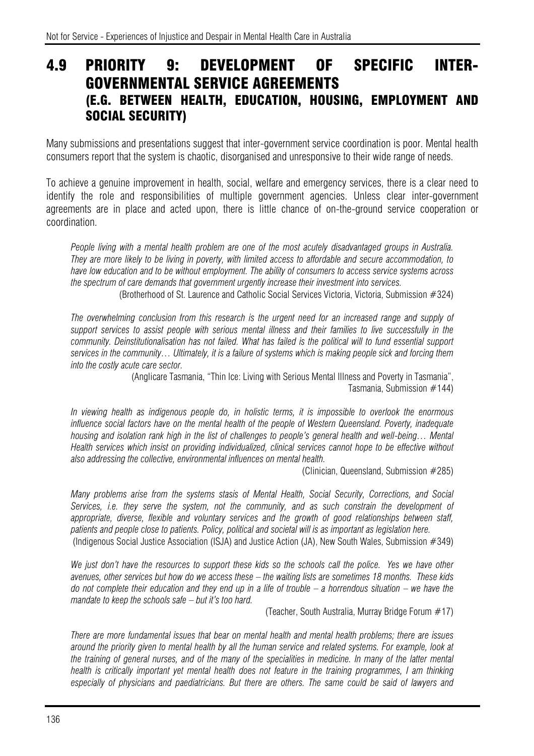## 4.9 PRIORITY 9: DEVELOPMENT OF SPECIFIC INTER-GOVERNMENTAL SERVICE AGREEMENTS (E.G. BETWEEN HEALTH, EDUCATION, HOUSING, EMPLOYMENT AND SOCIAL SECURITY)

Many submissions and presentations suggest that inter-government service coordination is poor. Mental health consumers report that the system is chaotic, disorganised and unresponsive to their wide range of needs.

To achieve a genuine improvement in health, social, welfare and emergency services, there is a clear need to identify the role and responsibilities of multiple government agencies. Unless clear inter-government agreements are in place and acted upon, there is little chance of on-the-ground service cooperation or coordination.

*People living with a mental health problem are one of the most acutely disadvantaged groups in Australia. They are more likely to be living in poverty, with limited access to affordable and secure accommodation, to have low education and to be without employment. The ability of consumers to access service systems across the spectrum of care demands that government urgently increase their investment into services.*

(Brotherhood of St. Laurence and Catholic Social Services Victoria, Victoria, Submission #324)

*The overwhelming conclusion from this research is the urgent need for an increased range and supply of support services to assist people with serious mental illness and their families to live successfully in the community. Deinstitutionalisation has not failed. What has failed is the political will to fund essential support services in the community… Ultimately, it is a failure of systems which is making people sick and forcing them into the costly acute care sector.*

(Anglicare Tasmania, "Thin Ice: Living with Serious Mental Illness and Poverty in Tasmania", Tasmania, Submission #144)

*In viewing health as indigenous people do, in holistic terms, it is impossible to overlook the enormous influence social factors have on the mental health of the people of Western Queensland. Poverty, inadequate housing and isolation rank high in the list of challenges to people's general health and well-being… Mental Health services which insist on providing individualized, clinical services cannot hope to be effective without also addressing the collective, environmental influences on mental health.*

(Clinician, Queensland, Submission #285)

*Many problems arise from the systems stasis of Mental Health, Social Security, Corrections, and Social Services, i.e. they serve the system, not the community, and as such constrain the development of appropriate, diverse, flexible and voluntary services and the growth of good relationships between staff, patients and people close to patients. Policy, political and societal will is as important as legislation here.*

(Indigenous Social Justice Association (ISJA) and Justice Action (JA), New South Wales, Submission #349)

*We just don't have the resources to support these kids so the schools call the police. Yes we have other avenues, other services but how do we access these – the waiting lists are sometimes 18 months. These kids do not complete their education and they end up in a life of trouble – a horrendous situation – we have the mandate to keep the schools safe – but it's too hard.*

(Teacher, South Australia, Murray Bridge Forum #17)

*There are more fundamental issues that bear on mental health and mental health problems; there are issues around the priority given to mental health by all the human service and related systems. For example, look at the training of general nurses, and of the many of the specialities in medicine. In many of the latter mental health is critically important yet mental health does not feature in the training programmes, I am thinking especially of physicians and paediatricians. But there are others. The same could be said of lawyers and*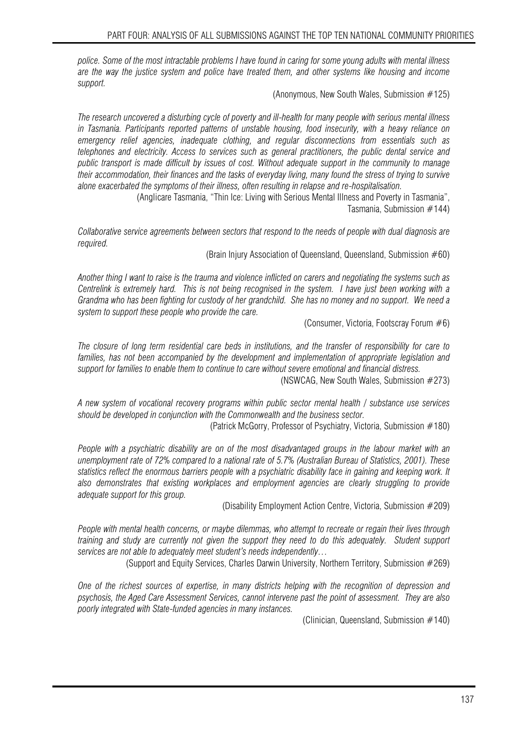*police. Some of the most intractable problems I have found in caring for some young adults with mental illness are the way the justice system and police have treated them, and other systems like housing and income support.*

(Anonymous, New South Wales, Submission #125)

*The research uncovered a disturbing cycle of poverty and ill-health for many people with serious mental illness in Tasmania. Participants reported patterns of unstable housing, food insecurity, with a heavy reliance on emergency relief agencies, inadequate clothing, and regular disconnections from essentials such as telephones and electricity. Access to services such as general practitioners, the public dental service and public transport is made difficult by issues of cost. Without adequate support in the community to manage their accommodation, their finances and the tasks of everyday living, many found the stress of trying to survive alone exacerbated the symptoms of their illness, often resulting in relapse and re-hospitalisation.*

(Anglicare Tasmania, "Thin Ice: Living with Serious Mental Illness and Poverty in Tasmania", Tasmania, Submission #144)

*Collaborative service agreements between sectors that respond to the needs of people with dual diagnosis are required.*

(Brain Injury Association of Queensland, Queensland, Submission #60)

*Another thing I want to raise is the trauma and violence inflicted on carers and negotiating the systems such as Centrelink is extremely hard. This is not being recognised in the system. I have just been working with a Grandma who has been fighting for custody of her grandchild. She has no money and no support. We need a system to support these people who provide the care.*

(Consumer, Victoria, Footscray Forum #6)

*The closure of long term residential care beds in institutions, and the transfer of responsibility for care to families, has not been accompanied by the development and implementation of appropriate legislation and support for families to enable them to continue to care without severe emotional and financial distress.*

(NSWCAG, New South Wales, Submission #273)

*A new system of vocational recovery programs within public sector mental health / substance use services should be developed in conjunction with the Commonwealth and the business sector.*

(Patrick McGorry, Professor of Psychiatry, Victoria, Submission #180)

*People with a psychiatric disability are on of the most disadvantaged groups in the labour market with an unemployment rate of 72% compared to a national rate of 5.7% (Australian Bureau of Statistics, 2001). These statistics reflect the enormous barriers people with a psychiatric disability face in gaining and keeping work. It also demonstrates that existing workplaces and employment agencies are clearly struggling to provide adequate support for this group.*

(Disability Employment Action Centre, Victoria, Submission #209)

*People with mental health concerns, or maybe dilemmas, who attempt to recreate or regain their lives through training and study are currently not given the support they need to do this adequately. Student support services are not able to adequately meet student's needs independently…*

(Support and Equity Services, Charles Darwin University, Northern Territory, Submission #269)

*One of the richest sources of expertise, in many districts helping with the recognition of depression and psychosis, the Aged Care Assessment Services, cannot intervene past the point of assessment. They are also poorly integrated with State-funded agencies in many instances.*

(Clinician, Queensland, Submission #140)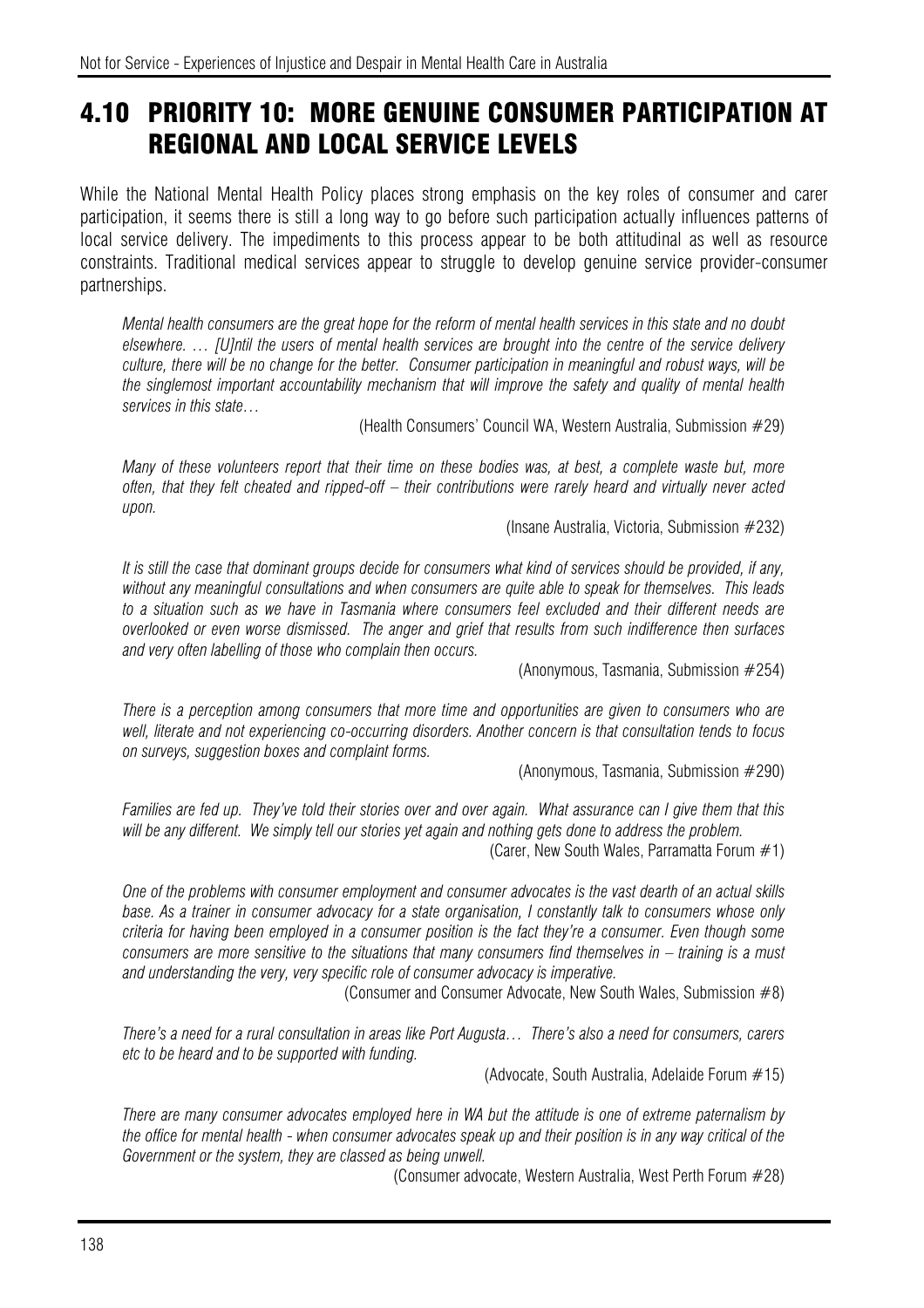## 4.10 PRIORITY 10: MORE GENUINE CONSUMER PARTICIPATION AT REGIONAL AND LOCAL SERVICE LEVELS

While the National Mental Health Policy places strong emphasis on the key roles of consumer and carer participation, it seems there is still a long way to go before such participation actually influences patterns of local service delivery. The impediments to this process appear to be both attitudinal as well as resource constraints. Traditional medical services appear to struggle to develop genuine service provider-consumer partnerships.

> *Mental health consumers are the great hope for the reform of mental health services in this state and no doubt elsewhere. … [U]ntil the users of mental health services are brought into the centre of the service delivery culture, there will be no change for the better. Consumer participation in meaningful and robust ways, will be the singlemost important accountability mechanism that will improve the safety and quality of mental health services in this state…*
>
> (Health Consumers' Council WA, Western Australia, Submission #29)

> *Many of these volunteers report that their time on these bodies was, at best, a complete waste but, more often, that they felt cheated and ripped-off – their contributions were rarely heard and virtually never acted upon.*
>
> (Insane Australia, Victoria, Submission #232)

> *It is still the case that dominant groups decide for consumers what kind of services should be provided, if any, without any meaningful consultations and when consumers are quite able to speak for themselves. This leads to a situation such as we have in Tasmania where consumers feel excluded and their different needs are overlooked or even worse dismissed. The anger and grief that results from such indifference then surfaces and very often labelling of those who complain then occurs.*
>
> (Anonymous, Tasmania, Submission #254)

> *There is a perception among consumers that more time and opportunities are given to consumers who are well, literate and not experiencing co-occurring disorders. Another concern is that consultation tends to focus on surveys, suggestion boxes and complaint forms.*
>
> (Anonymous, Tasmania, Submission #290)

> *Families are fed up. They've told their stories over and over again. What assurance can I give them that this will be any different. We simply tell our stories yet again and nothing gets done to address the problem.*
>
> (Carer, New South Wales, Parramatta Forum #1)

> *One of the problems with consumer employment and consumer advocates is the vast dearth of an actual skills base. As a trainer in consumer advocacy for a state organisation, I constantly talk to consumers whose only criteria for having been employed in a consumer position is the fact they're a consumer. Even though some consumers are more sensitive to the situations that many consumers find themselves in – training is a must and understanding the very, very specific role of consumer advocacy is imperative.*
>
> (Consumer and Consumer Advocate, New South Wales, Submission #8)

> *There's a need for a rural consultation in areas like Port Augusta… There's also a need for consumers, carers etc to be heard and to be supported with funding.*
>
> (Advocate, South Australia, Adelaide Forum #15)

> *There are many consumer advocates employed here in WA but the attitude is one of extreme paternalism by the office for mental health - when consumer advocates speak up and their position is in any way critical of the Government or the system, they are classed as being unwell.*
>
> (Consumer advocate, Western Australia, West Perth Forum #28)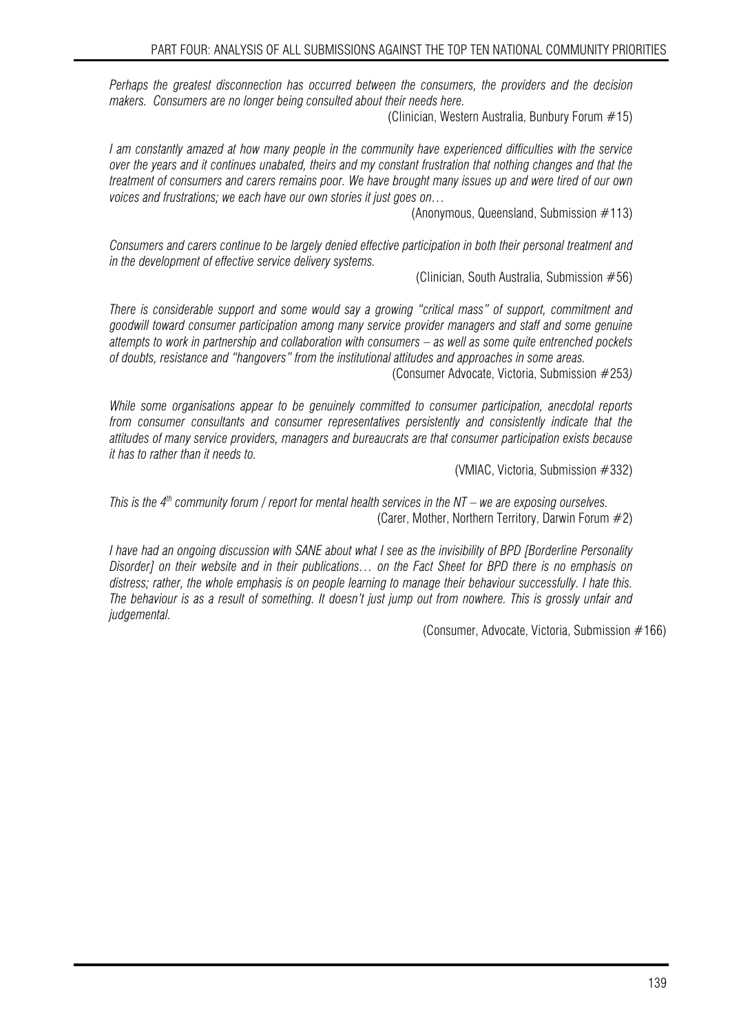*Perhaps the greatest disconnection has occurred between the consumers, the providers and the decision makers. Consumers are no longer being consulted about their needs here.*

(Clinician, Western Australia, Bunbury Forum #15)

*I am constantly amazed at how many people in the community have experienced difficulties with the service over the years and it continues unabated, theirs and my constant frustration that nothing changes and that the treatment of consumers and carers remains poor. We have brought many issues up and were tired of our own voices and frustrations; we each have our own stories it just goes on…*

(Anonymous, Queensland, Submission #113)

*Consumers and carers continue to be largely denied effective participation in both their personal treatment and in the development of effective service delivery systems.*

(Clinician, South Australia, Submission #56)

*There is considerable support and some would say a growing "critical mass" of support, commitment and goodwill toward consumer participation among many service provider managers and staff and some genuine attempts to work in partnership and collaboration with consumers – as well as some quite entrenched pockets of doubts, resistance and "hangovers" from the institutional attitudes and approaches in some areas.*

(Consumer Advocate, Victoria, Submission #253)

*While some organisations appear to be genuinely committed to consumer participation, anecdotal reports from consumer consultants and consumer representatives persistently and consistently indicate that the attitudes of many service providers, managers and bureaucrats are that consumer participation exists because it has to rather than it needs to.*

(VMIAC, Victoria, Submission #332)

*This is the 4th community forum / report for mental health services in the NT – we are exposing ourselves.*

(Carer, Mother, Northern Territory, Darwin Forum #2)

*I have had an ongoing discussion with SANE about what I see as the invisibility of BPD [Borderline Personality Disorder] on their website and in their publications… on the Fact Sheet for BPD there is no emphasis on distress; rather, the whole emphasis is on people learning to manage their behaviour successfully. I hate this. The behaviour is as a result of something. It doesn't just jump out from nowhere. This is grossly unfair and judgemental.*

(Consumer, Advocate, Victoria, Submission #166)